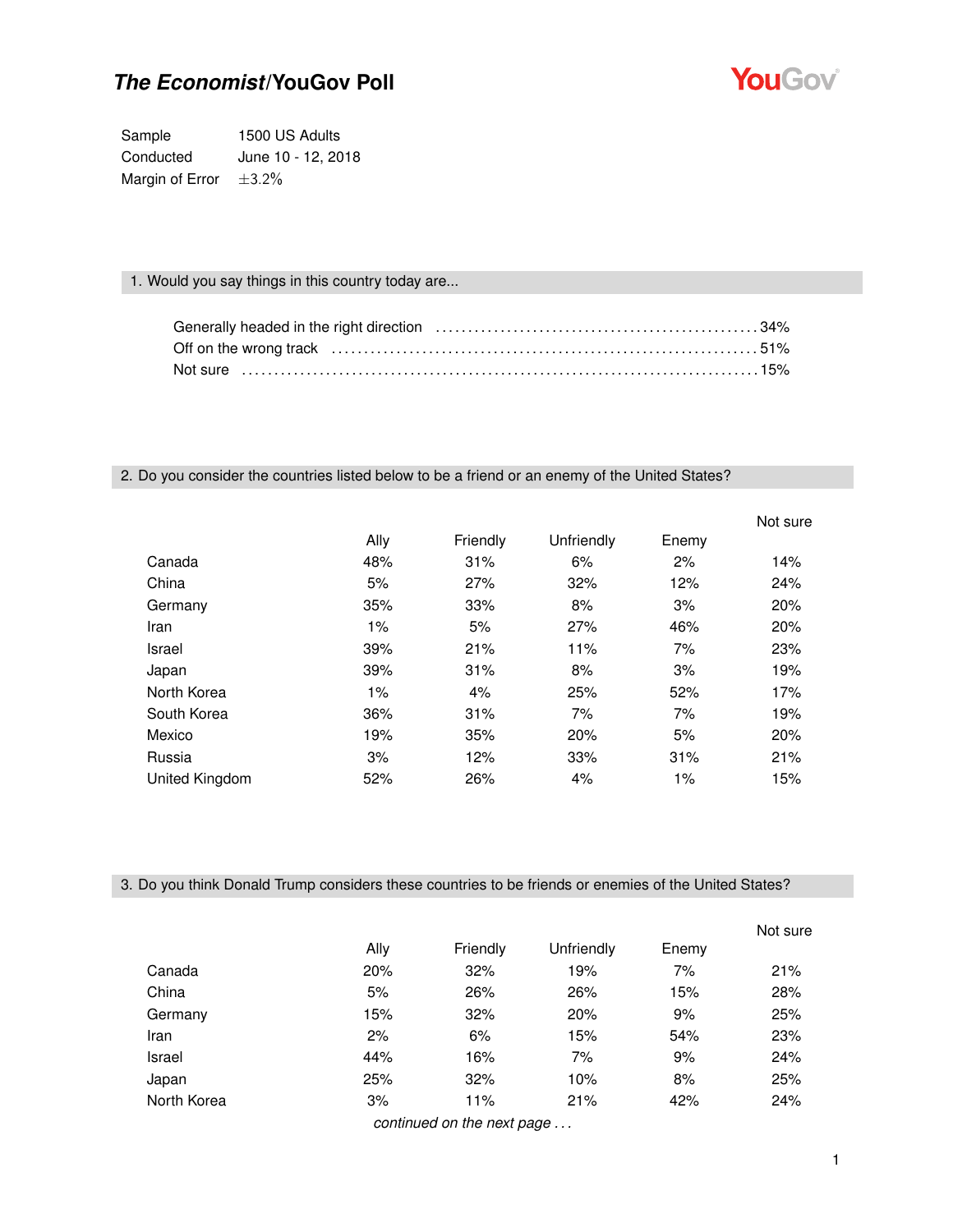# *The Economist*/YouGov Poll

| | |
|---|---|
| Sample | 1500 US Adults |
| Conducted | June 10 - 12, 2018 |
| Margin of Error | ±3.2% |

## 1. Would you say things in this country today are...

Generally headed in the right direction .......... 34%
Off on the wrong track .......... 51%
Not sure .......... 15%

## 2. Do you consider the countries listed below to be a friend or an enemy of the United States?

| | Ally | Friendly | Unfriendly | Enemy | Not sure |
|---|---|---|---|---|---|
| Canada | 48% | 31% | 6% | 2% | 14% |
| China | 5% | 27% | 32% | 12% | 24% |
| Germany | 35% | 33% | 8% | 3% | 20% |
| Iran | 1% | 5% | 27% | 46% | 20% |
| Israel | 39% | 21% | 11% | 7% | 23% |
| Japan | 39% | 31% | 8% | 3% | 19% |
| North Korea | 1% | 4% | 25% | 52% | 17% |
| South Korea | 36% | 31% | 7% | 7% | 19% |
| Mexico | 19% | 35% | 20% | 5% | 20% |
| Russia | 3% | 12% | 33% | 31% | 21% |
| United Kingdom | 52% | 26% | 4% | 1% | 15% |

## 3. Do you think Donald Trump considers these countries to be friends or enemies of the United States?

| | Ally | Friendly | Unfriendly | Enemy | Not sure |
|---|---|---|---|---|---|
| Canada | 20% | 32% | 19% | 7% | 21% |
| China | 5% | 26% | 26% | 15% | 28% |
| Germany | 15% | 32% | 20% | 9% | 25% |
| Iran | 2% | 6% | 15% | 54% | 23% |
| Israel | 44% | 16% | 7% | 9% | 24% |
| Japan | 25% | 32% | 10% | 8% | 25% |
| North Korea | 3% | 11% | 21% | 42% | 24% |

*continued on the next page . . .*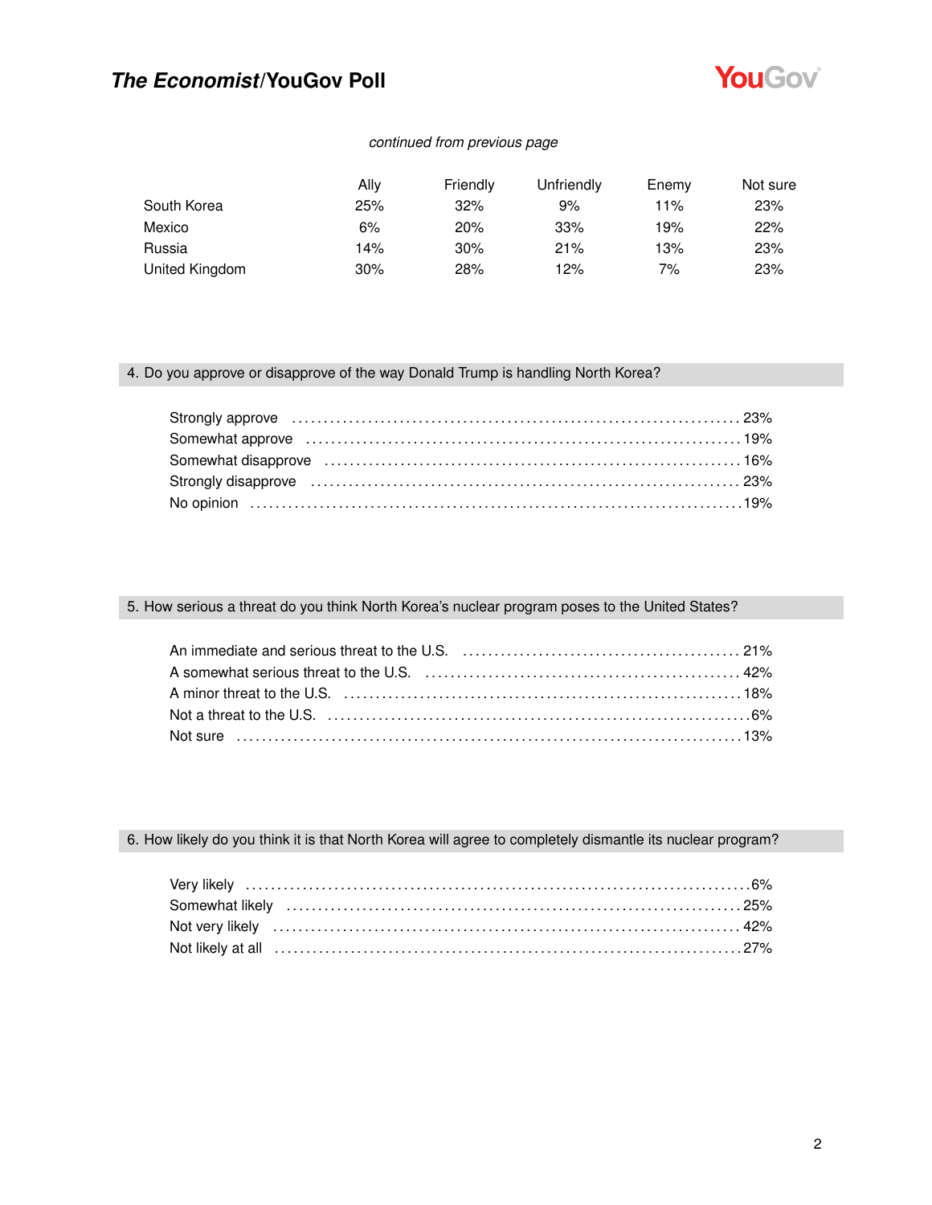*continued from previous page*

| | Ally | Friendly | Unfriendly | Enemy | Not sure |
|---|---|---|---|---|---|
| South Korea | 25% | 32% | 9% | 11% | 23% |
| Mexico | 6% | 20% | 33% | 19% | 22% |
| Russia | 14% | 30% | 21% | 13% | 23% |
| United Kingdom | 30% | 28% | 12% | 7% | 23% |

### 4. Do you approve or disapprove of the way Donald Trump is handling North Korea?

| | |
|---|---|
| Strongly approve | 23% |
| Somewhat approve | 19% |
| Somewhat disapprove | 16% |
| Strongly disapprove | 23% |
| No opinion | 19% |

### 5. How serious a threat do you think North Korea's nuclear program poses to the United States?

| | |
|---|---|
| An immediate and serious threat to the U.S. | 21% |
| A somewhat serious threat to the U.S. | 42% |
| A minor threat to the U.S. | 18% |
| Not a threat to the U.S. | 6% |
| Not sure | 13% |

### 6. How likely do you think it is that North Korea will agree to completely dismantle its nuclear program?

| | |
|---|---|
| Very likely | 6% |
| Somewhat likely | 25% |
| Not very likely | 42% |
| Not likely at all | 27% |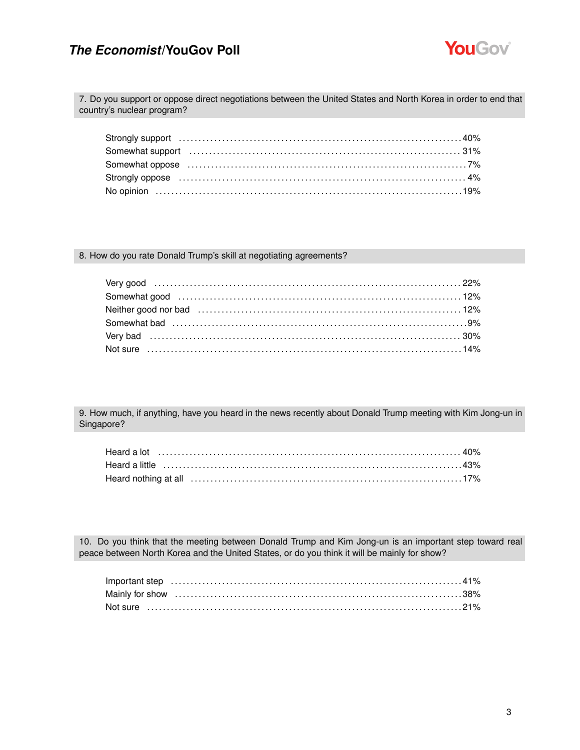## 7. Do you support or oppose direct negotiations between the United States and North Korea in order to end that country's nuclear program?

| Response | % |
|---|---|
| Strongly support | 40% |
| Somewhat support | 31% |
| Somewhat oppose | 7% |
| Strongly oppose | 4% |
| No opinion | 19% |

## 8. How do you rate Donald Trump's skill at negotiating agreements?

| Response | % |
|---|---|
| Very good | 22% |
| Somewhat good | 12% |
| Neither good nor bad | 12% |
| Somewhat bad | 9% |
| Very bad | 30% |
| Not sure | 14% |

## 9. How much, if anything, have you heard in the news recently about Donald Trump meeting with Kim Jong-un in Singapore?

| Response | % |
|---|---|
| Heard a lot | 40% |
| Heard a little | 43% |
| Heard nothing at all | 17% |

## 10. Do you think that the meeting between Donald Trump and Kim Jong-un is an important step toward real peace between North Korea and the United States, or do you think it will be mainly for show?

| Response | % |
|---|---|
| Important step | 41% |
| Mainly for show | 38% |
| Not sure | 21% |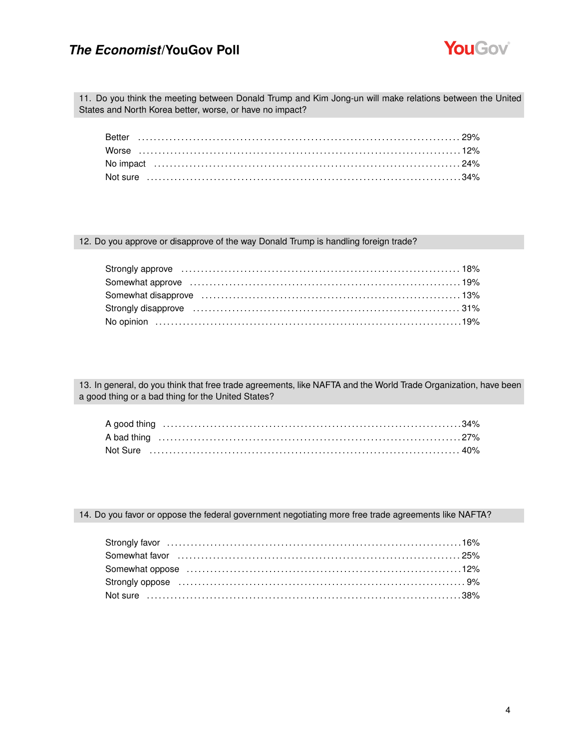### 11. Do you think the meeting between Donald Trump and Kim Jong-un will make relations between the United States and North Korea better, worse, or have no impact?

| Response | % |
|---|---|
| Better | 29% |
| Worse | 12% |
| No impact | 24% |
| Not sure | 34% |

### 12. Do you approve or disapprove of the way Donald Trump is handling foreign trade?

| Response | % |
|---|---|
| Strongly approve | 18% |
| Somewhat approve | 19% |
| Somewhat disapprove | 13% |
| Strongly disapprove | 31% |
| No opinion | 19% |

### 13. In general, do you think that free trade agreements, like NAFTA and the World Trade Organization, have been a good thing or a bad thing for the United States?

| Response | % |
|---|---|
| A good thing | 34% |
| A bad thing | 27% |
| Not Sure | 40% |

### 14. Do you favor or oppose the federal government negotiating more free trade agreements like NAFTA?

| Response | % |
|---|---|
| Strongly favor | 16% |
| Somewhat favor | 25% |
| Somewhat oppose | 12% |
| Strongly oppose | 9% |
| Not sure | 38% |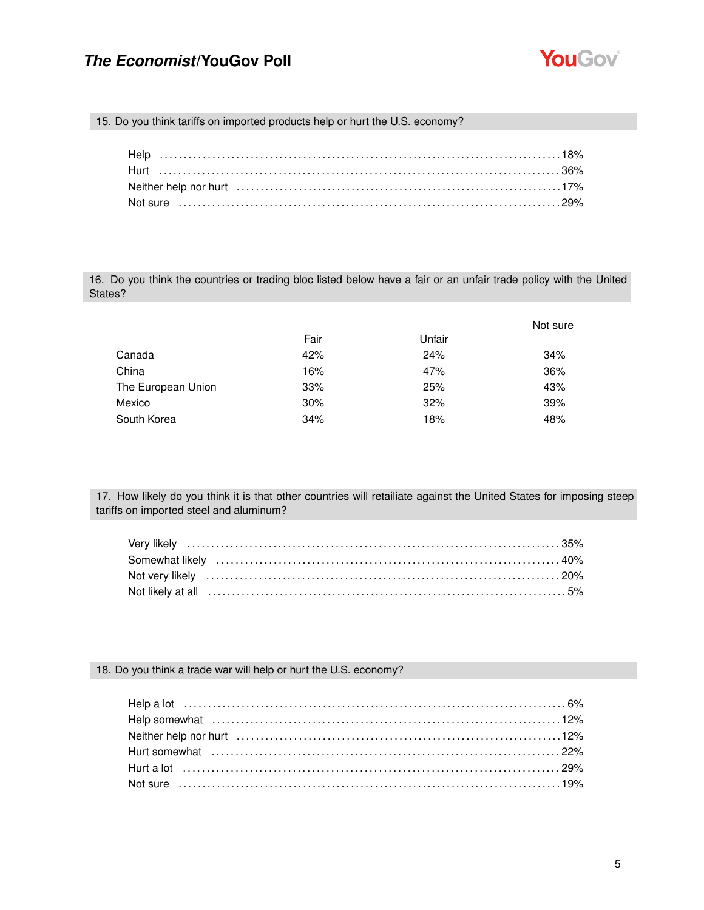### 15. Do you think tariffs on imported products help or hurt the U.S. economy?

| Response | % |
|---|---|
| Help | 18% |
| Hurt | 36% |
| Neither help nor hurt | 17% |
| Not sure | 29% |

### 16. Do you think the countries or trading bloc listed below have a fair or an unfair trade policy with the United States?

| | Fair | Unfair | Not sure |
|---|---|---|---|
| Canada | 42% | 24% | 34% |
| China | 16% | 47% | 36% |
| The European Union | 33% | 25% | 43% |
| Mexico | 30% | 32% | 39% |
| South Korea | 34% | 18% | 48% |

### 17. How likely do you think it is that other countries will retailiate against the United States for imposing steep tariffs on imported steel and aluminum?

| Response | % |
|---|---|
| Very likely | 35% |
| Somewhat likely | 40% |
| Not very likely | 20% |
| Not likely at all | 5% |

### 18. Do you think a trade war will help or hurt the U.S. economy?

| Response | % |
|---|---|
| Help a lot | 6% |
| Help somewhat | 12% |
| Neither help nor hurt | 12% |
| Hurt somewhat | 22% |
| Hurt a lot | 29% |
| Not sure | 19% |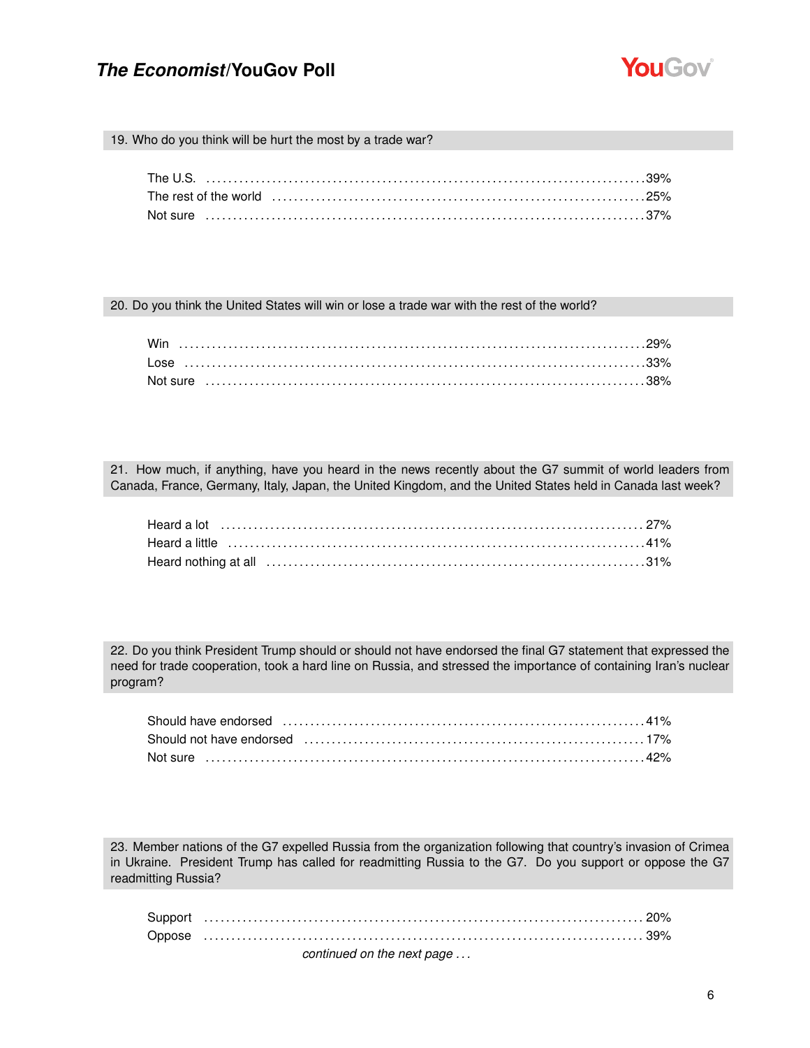### 19. Who do you think will be hurt the most by a trade war?

| | |
|---|---|
| The U.S. | 39% |
| The rest of the world | 25% |
| Not sure | 37% |

### 20. Do you think the United States will win or lose a trade war with the rest of the world?

| | |
|---|---|
| Win | 29% |
| Lose | 33% |
| Not sure | 38% |

### 21. How much, if anything, have you heard in the news recently about the G7 summit of world leaders from Canada, France, Germany, Italy, Japan, the United Kingdom, and the United States held in Canada last week?

| | |
|---|---|
| Heard a lot | 27% |
| Heard a little | 41% |
| Heard nothing at all | 31% |

### 22. Do you think President Trump should or should not have endorsed the final G7 statement that expressed the need for trade cooperation, took a hard line on Russia, and stressed the importance of containing Iran's nuclear program?

| | |
|---|---|
| Should have endorsed | 41% |
| Should not have endorsed | 17% |
| Not sure | 42% |

### 23. Member nations of the G7 expelled Russia from the organization following that country's invasion of Crimea in Ukraine. President Trump has called for readmitting Russia to the G7. Do you support or oppose the G7 readmitting Russia?

| | |
|---|---|
| Support | 20% |
| Oppose | 39% |

*continued on the next page . . .*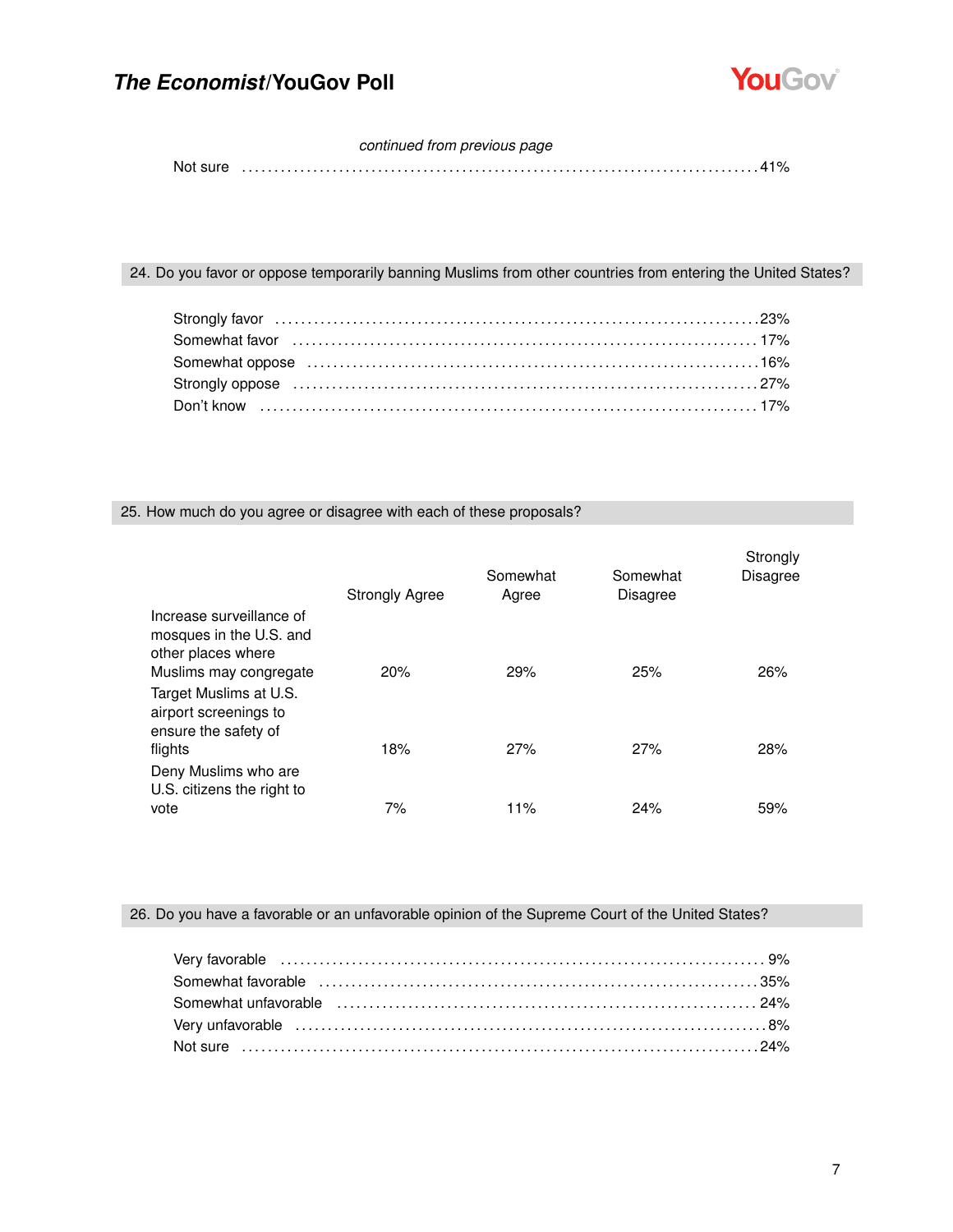*continued from previous page*

| | |
|---|---|
| Not sure | 41% |

## 24. Do you favor or oppose temporarily banning Muslims from other countries from entering the United States?

| | |
|---|---|
| Strongly favor | 23% |
| Somewhat favor | 17% |
| Somewhat oppose | 16% |
| Strongly oppose | 27% |
| Don't know | 17% |

## 25. How much do you agree or disagree with each of these proposals?

| | Strongly Agree | Somewhat Agree | Somewhat Disagree | Strongly Disagree |
|---|---|---|---|---|
| Increase surveillance of mosques in the U.S. and other places where Muslims may congregate | 20% | 29% | 25% | 26% |
| Target Muslims at U.S. airport screenings to ensure the safety of flights | 18% | 27% | 27% | 28% |
| Deny Muslims who are U.S. citizens the right to vote | 7% | 11% | 24% | 59% |

## 26. Do you have a favorable or an unfavorable opinion of the Supreme Court of the United States?

| | |
|---|---|
| Very favorable | 9% |
| Somewhat favorable | 35% |
| Somewhat unfavorable | 24% |
| Very unfavorable | 8% |
| Not sure | 24% |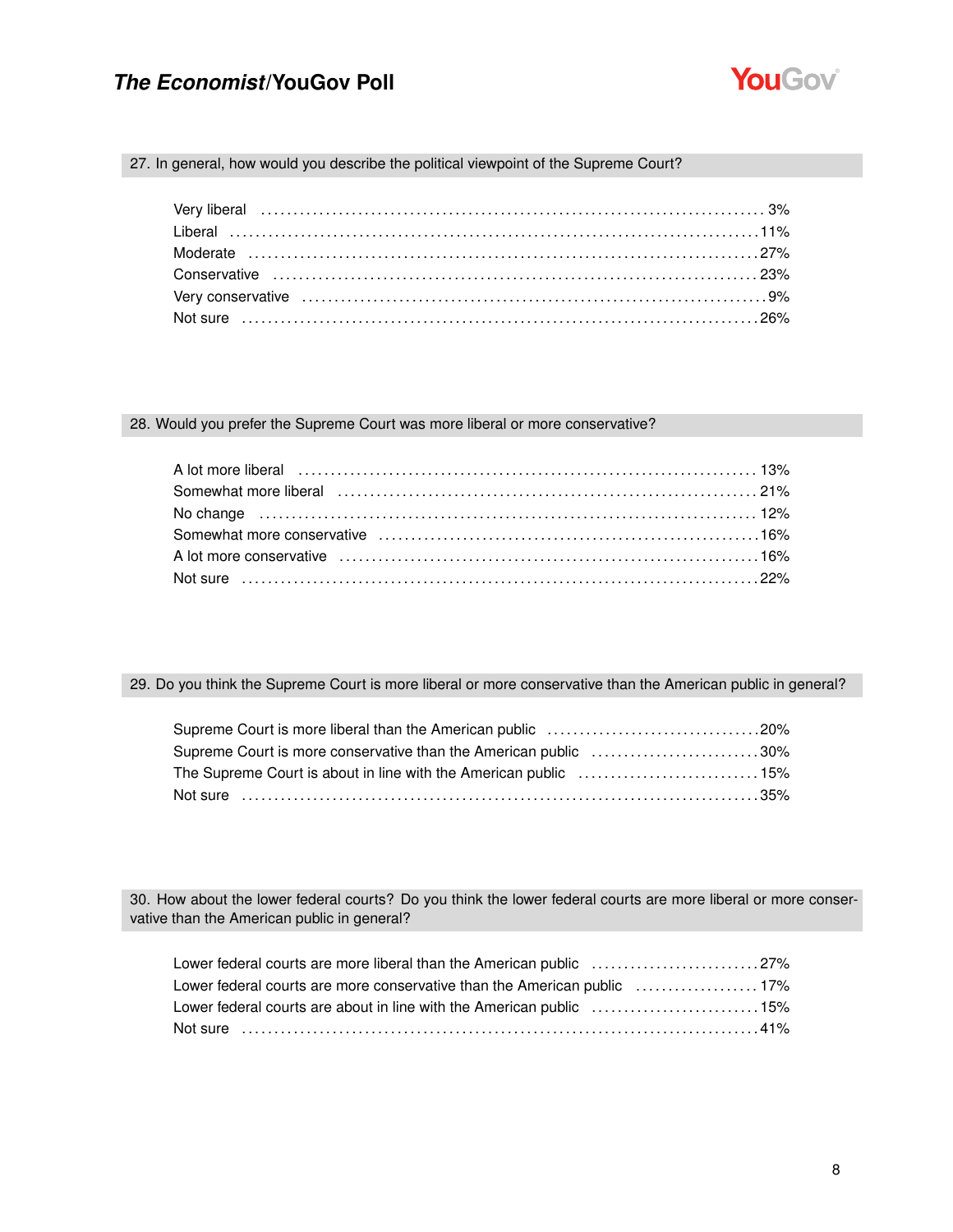### 27. In general, how would you describe the political viewpoint of the Supreme Court?

| | |
|---|---|
| Very liberal | 3% |
| Liberal | 11% |
| Moderate | 27% |
| Conservative | 23% |
| Very conservative | 9% |
| Not sure | 26% |

### 28. Would you prefer the Supreme Court was more liberal or more conservative?

| | |
|---|---|
| A lot more liberal | 13% |
| Somewhat more liberal | 21% |
| No change | 12% |
| Somewhat more conservative | 16% |
| A lot more conservative | 16% |
| Not sure | 22% |

### 29. Do you think the Supreme Court is more liberal or more conservative than the American public in general?

| | |
|---|---|
| Supreme Court is more liberal than the American public | 20% |
| Supreme Court is more conservative than the American public | 30% |
| The Supreme Court is about in line with the American public | 15% |
| Not sure | 35% |

### 30. How about the lower federal courts? Do you think the lower federal courts are more liberal or more conservative than the American public in general?

| | |
|---|---|
| Lower federal courts are more liberal than the American public | 27% |
| Lower federal courts are more conservative than the American public | 17% |
| Lower federal courts are about in line with the American public | 15% |
| Not sure | 41% |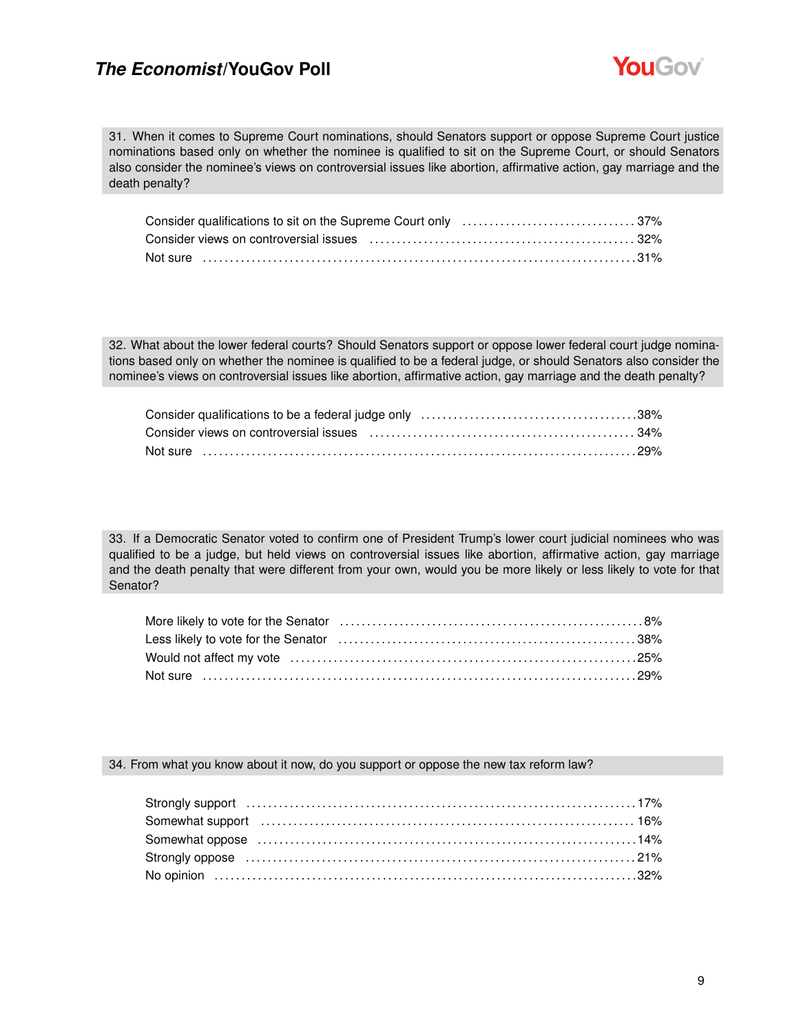31. When it comes to Supreme Court nominations, should Senators support or oppose Supreme Court justice nominations based only on whether the nominee is qualified to sit on the Supreme Court, or should Senators also consider the nominee's views on controversial issues like abortion, affirmative action, gay marriage and the death penalty?

| | |
|---|---|
| Consider qualifications to sit on the Supreme Court only | 37% |
| Consider views on controversial issues | 32% |
| Not sure | 31% |

32. What about the lower federal courts? Should Senators support or oppose lower federal court judge nominations based only on whether the nominee is qualified to be a federal judge, or should Senators also consider the nominee's views on controversial issues like abortion, affirmative action, gay marriage and the death penalty?

| | |
|---|---|
| Consider qualifications to be a federal judge only | 38% |
| Consider views on controversial issues | 34% |
| Not sure | 29% |

33. If a Democratic Senator voted to confirm one of President Trump's lower court judicial nominees who was qualified to be a judge, but held views on controversial issues like abortion, affirmative action, gay marriage and the death penalty that were different from your own, would you be more likely or less likely to vote for that Senator?

| | |
|---|---|
| More likely to vote for the Senator | 8% |
| Less likely to vote for the Senator | 38% |
| Would not affect my vote | 25% |
| Not sure | 29% |

34. From what you know about it now, do you support or oppose the new tax reform law?

| | |
|---|---|
| Strongly support | 17% |
| Somewhat support | 16% |
| Somewhat oppose | 14% |
| Strongly oppose | 21% |
| No opinion | 32% |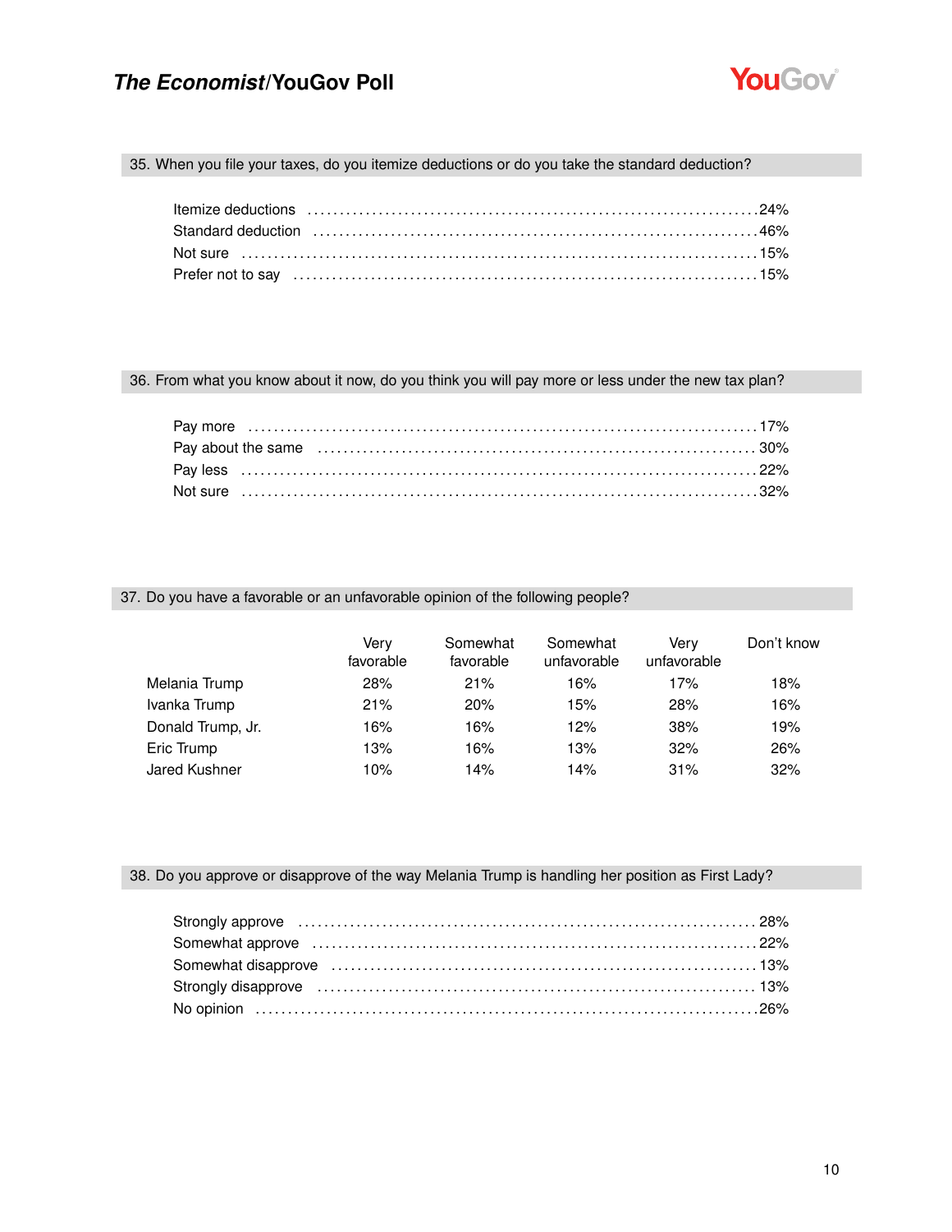### 35. When you file your taxes, do you itemize deductions or do you take the standard deduction?

| | |
|---|---|
| Itemize deductions | 24% |
| Standard deduction | 46% |
| Not sure | 15% |
| Prefer not to say | 15% |

### 36. From what you know about it now, do you think you will pay more or less under the new tax plan?

| | |
|---|---|
| Pay more | 17% |
| Pay about the same | 30% |
| Pay less | 22% |
| Not sure | 32% |

### 37. Do you have a favorable or an unfavorable opinion of the following people?

| | Very favorable | Somewhat favorable | Somewhat unfavorable | Very unfavorable | Don't know |
|---|---|---|---|---|---|
| Melania Trump | 28% | 21% | 16% | 17% | 18% |
| Ivanka Trump | 21% | 20% | 15% | 28% | 16% |
| Donald Trump, Jr. | 16% | 16% | 12% | 38% | 19% |
| Eric Trump | 13% | 16% | 13% | 32% | 26% |
| Jared Kushner | 10% | 14% | 14% | 31% | 32% |

### 38. Do you approve or disapprove of the way Melania Trump is handling her position as First Lady?

| | |
|---|---|
| Strongly approve | 28% |
| Somewhat approve | 22% |
| Somewhat disapprove | 13% |
| Strongly disapprove | 13% |
| No opinion | 26% |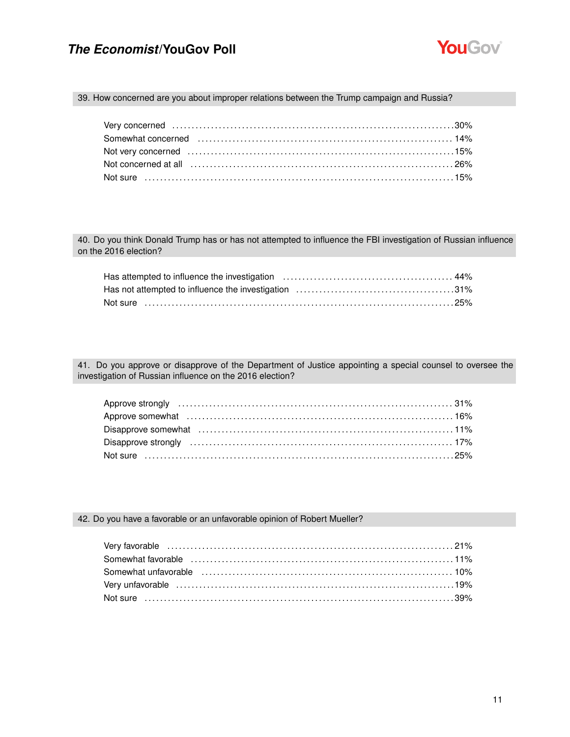### 39. How concerned are you about improper relations between the Trump campaign and Russia?

| Response | % |
|---|---|
| Very concerned | 30% |
| Somewhat concerned | 14% |
| Not very concerned | 15% |
| Not concerned at all | 26% |
| Not sure | 15% |

### 40. Do you think Donald Trump has or has not attempted to influence the FBI investigation of Russian influence on the 2016 election?

| Response | % |
|---|---|
| Has attempted to influence the investigation | 44% |
| Has not attempted to influence the investigation | 31% |
| Not sure | 25% |

### 41. Do you approve or disapprove of the Department of Justice appointing a special counsel to oversee the investigation of Russian influence on the 2016 election?

| Response | % |
|---|---|
| Approve strongly | 31% |
| Approve somewhat | 16% |
| Disapprove somewhat | 11% |
| Disapprove strongly | 17% |
| Not sure | 25% |

### 42. Do you have a favorable or an unfavorable opinion of Robert Mueller?

| Response | % |
|---|---|
| Very favorable | 21% |
| Somewhat favorable | 11% |
| Somewhat unfavorable | 10% |
| Very unfavorable | 19% |
| Not sure | 39% |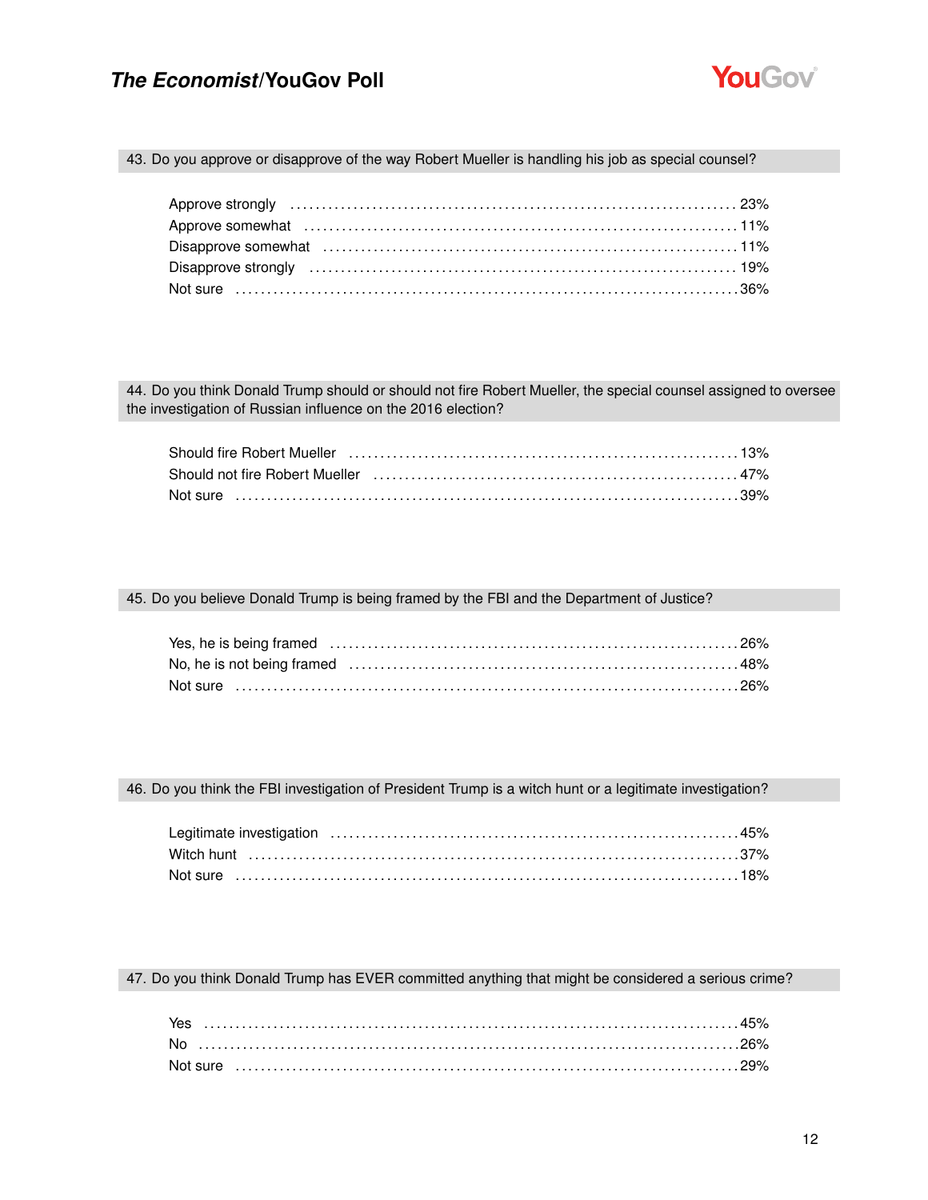### 43. Do you approve or disapprove of the way Robert Mueller is handling his job as special counsel?

| Response | % |
|---|---|
| Approve strongly | 23% |
| Approve somewhat | 11% |
| Disapprove somewhat | 11% |
| Disapprove strongly | 19% |
| Not sure | 36% |

### 44. Do you think Donald Trump should or should not fire Robert Mueller, the special counsel assigned to oversee the investigation of Russian influence on the 2016 election?

| Response | % |
|---|---|
| Should fire Robert Mueller | 13% |
| Should not fire Robert Mueller | 47% |
| Not sure | 39% |

### 45. Do you believe Donald Trump is being framed by the FBI and the Department of Justice?

| Response | % |
|---|---|
| Yes, he is being framed | 26% |
| No, he is not being framed | 48% |
| Not sure | 26% |

### 46. Do you think the FBI investigation of President Trump is a witch hunt or a legitimate investigation?

| Response | % |
|---|---|
| Legitimate investigation | 45% |
| Witch hunt | 37% |
| Not sure | 18% |

### 47. Do you think Donald Trump has EVER committed anything that might be considered a serious crime?

| Response | % |
|---|---|
| Yes | 45% |
| No | 26% |
| Not sure | 29% |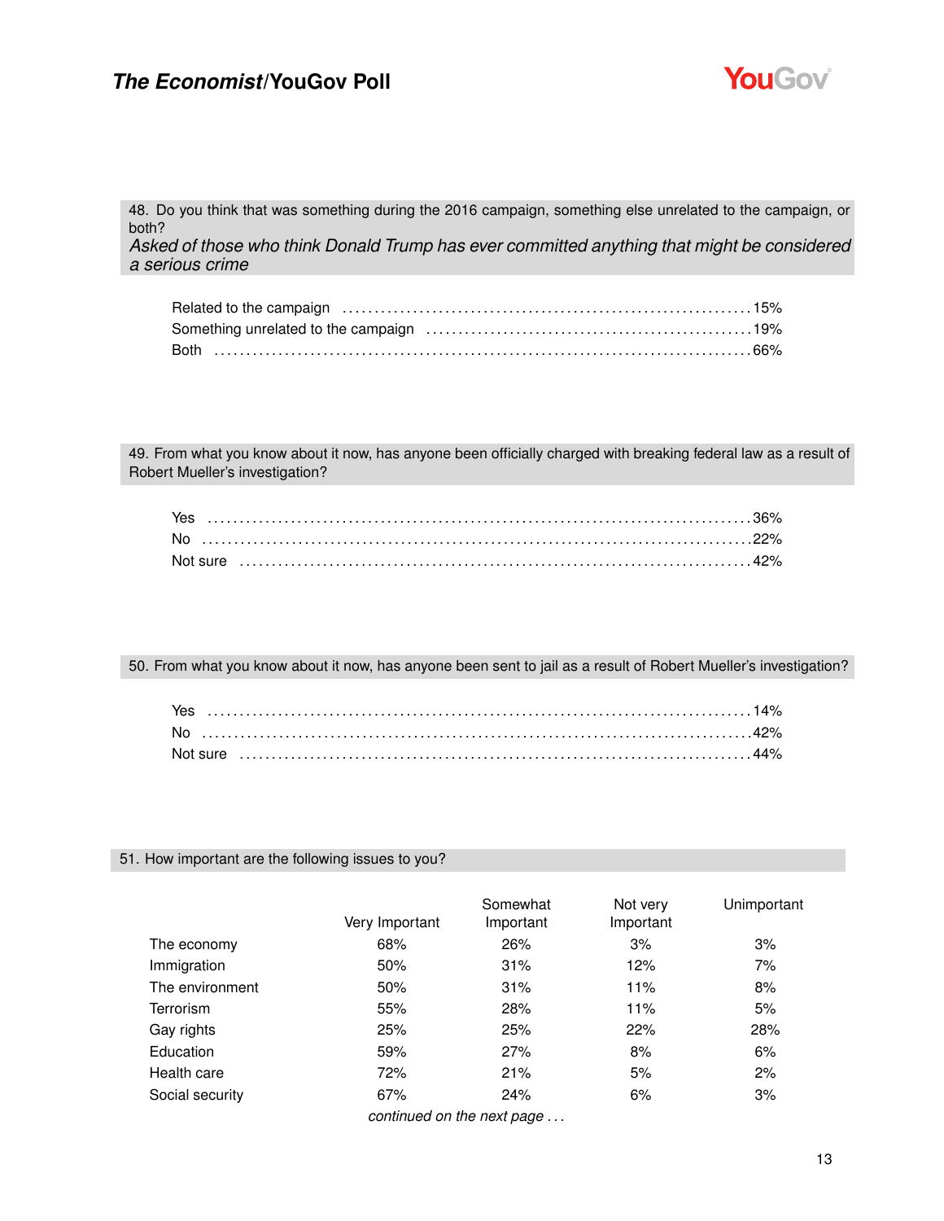48. Do you think that was something during the 2016 campaign, something else unrelated to the campaign, or both?
*Asked of those who think Donald Trump has ever committed anything that might be considered a serious crime*

| | |
|---|---|
| Related to the campaign | 15% |
| Something unrelated to the campaign | 19% |
| Both | 66% |

49. From what you know about it now, has anyone been officially charged with breaking federal law as a result of Robert Mueller's investigation?

| | |
|---|---|
| Yes | 36% |
| No | 22% |
| Not sure | 42% |

50. From what you know about it now, has anyone been sent to jail as a result of Robert Mueller's investigation?

| | |
|---|---|
| Yes | 14% |
| No | 42% |
| Not sure | 44% |

51. How important are the following issues to you?

| | Very Important | Somewhat Important | Not very Important | Unimportant |
|---|---|---|---|---|
| The economy | 68% | 26% | 3% | 3% |
| Immigration | 50% | 31% | 12% | 7% |
| The environment | 50% | 31% | 11% | 8% |
| Terrorism | 55% | 28% | 11% | 5% |
| Gay rights | 25% | 25% | 22% | 28% |
| Education | 59% | 27% | 8% | 6% |
| Health care | 72% | 21% | 5% | 2% |
| Social security | 67% | 24% | 6% | 3% |

*continued on the next page . . .*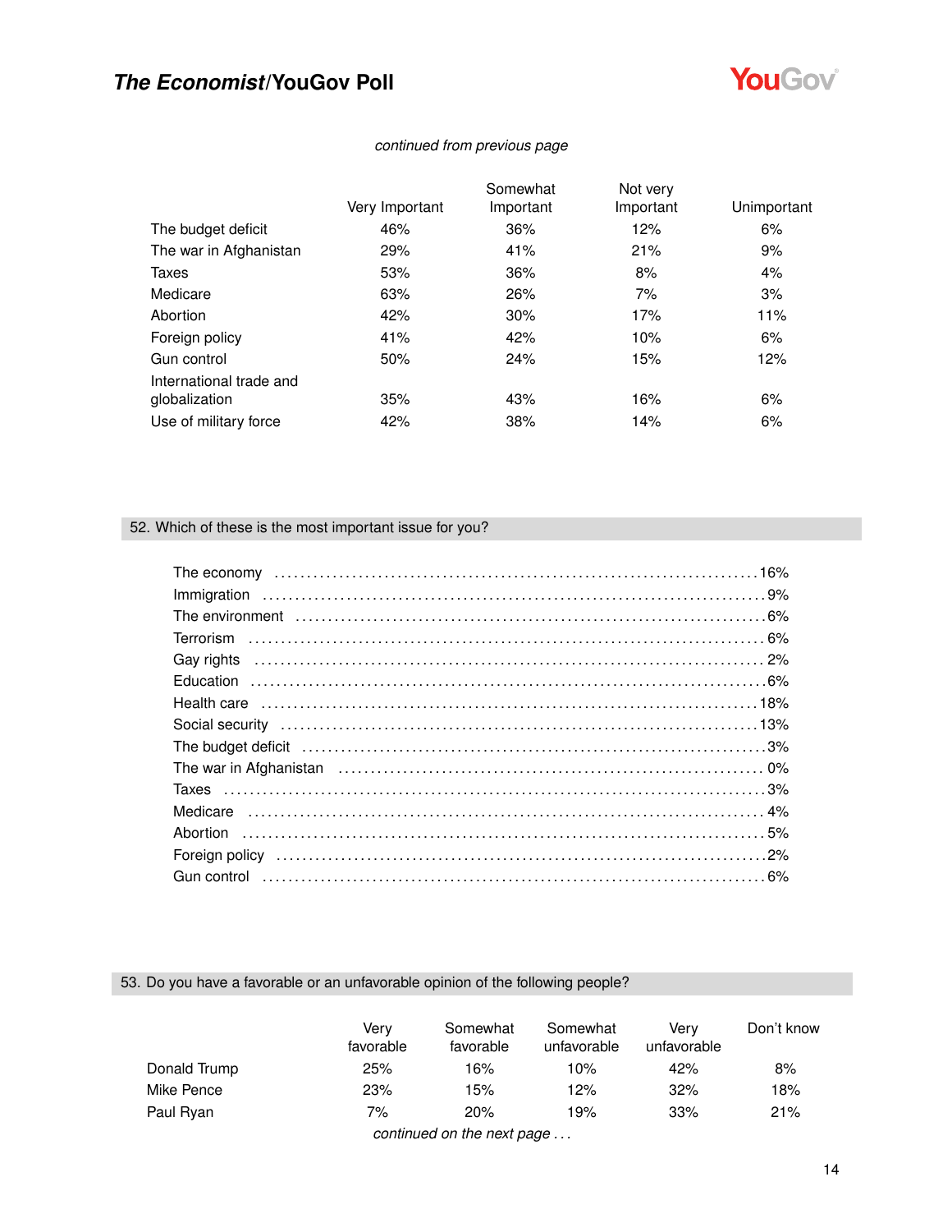*continued from previous page*

| | Very Important | Somewhat Important | Not very Important | Unimportant |
|---|---|---|---|---|
| The budget deficit | 46% | 36% | 12% | 6% |
| The war in Afghanistan | 29% | 41% | 21% | 9% |
| Taxes | 53% | 36% | 8% | 4% |
| Medicare | 63% | 26% | 7% | 3% |
| Abortion | 42% | 30% | 17% | 11% |
| Foreign policy | 41% | 42% | 10% | 6% |
| Gun control | 50% | 24% | 15% | 12% |
| International trade and globalization | 35% | 43% | 16% | 6% |
| Use of military force | 42% | 38% | 14% | 6% |

## 52. Which of these is the most important issue for you?

| | |
|---|---|
| The economy | 16% |
| Immigration | 9% |
| The environment | 6% |
| Terrorism | 6% |
| Gay rights | 2% |
| Education | 6% |
| Health care | 18% |
| Social security | 13% |
| The budget deficit | 3% |
| The war in Afghanistan | 0% |
| Taxes | 3% |
| Medicare | 4% |
| Abortion | 5% |
| Foreign policy | 2% |
| Gun control | 6% |

## 53. Do you have a favorable or an unfavorable opinion of the following people?

| | Very favorable | Somewhat favorable | Somewhat unfavorable | Very unfavorable | Don't know |
|---|---|---|---|---|---|
| Donald Trump | 25% | 16% | 10% | 42% | 8% |
| Mike Pence | 23% | 15% | 12% | 32% | 18% |
| Paul Ryan | 7% | 20% | 19% | 33% | 21% |

*continued on the next page . . .*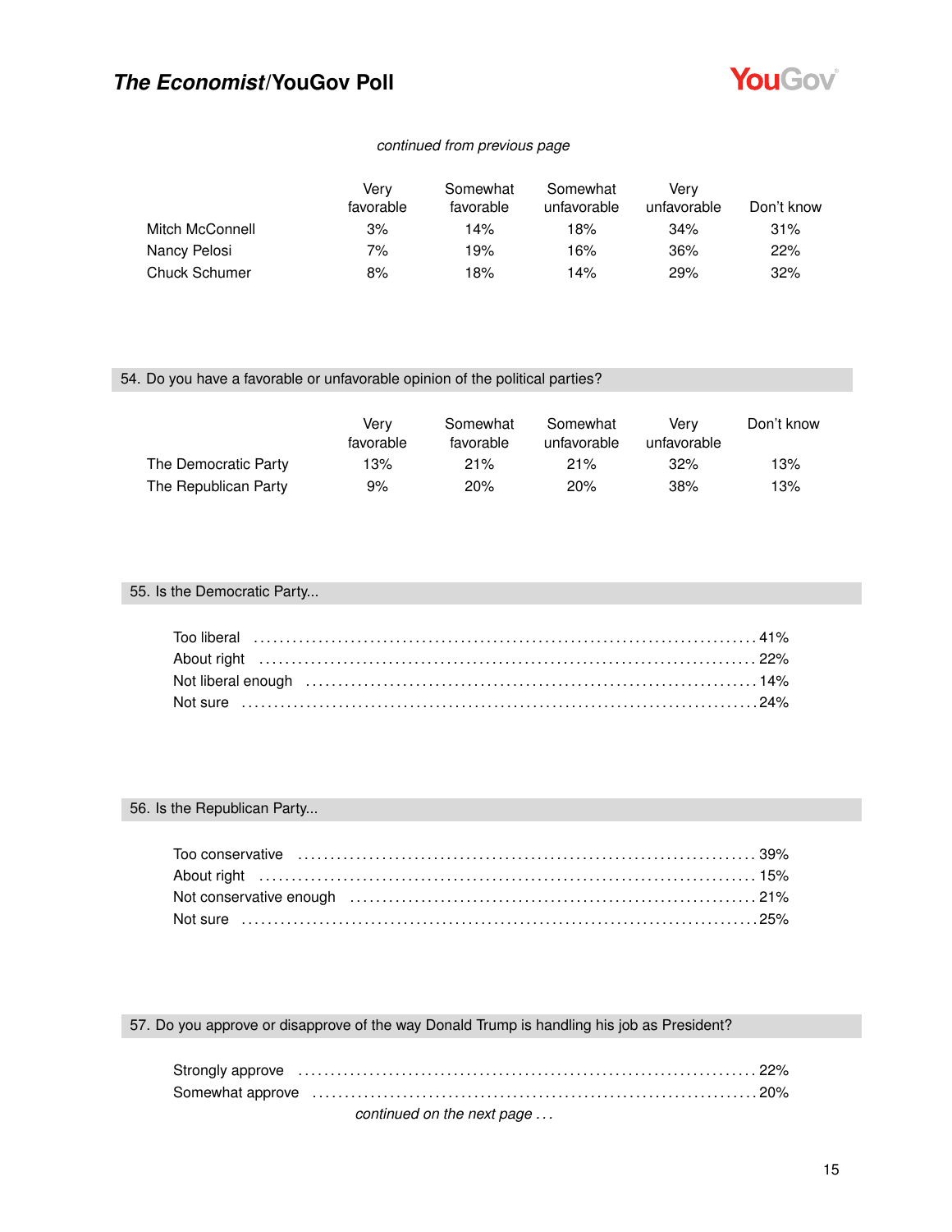*continued from previous page*

| | Very favorable | Somewhat favorable | Somewhat unfavorable | Very unfavorable | Don't know |
|---|---|---|---|---|---|
| Mitch McConnell | 3% | 14% | 18% | 34% | 31% |
| Nancy Pelosi | 7% | 19% | 16% | 36% | 22% |
| Chuck Schumer | 8% | 18% | 14% | 29% | 32% |

## 54. Do you have a favorable or unfavorable opinion of the political parties?

| | Very favorable | Somewhat favorable | Somewhat unfavorable | Very unfavorable | Don't know |
|---|---|---|---|---|---|
| The Democratic Party | 13% | 21% | 21% | 32% | 13% |
| The Republican Party | 9% | 20% | 20% | 38% | 13% |

## 55. Is the Democratic Party...

| | |
|---|---|
| Too liberal | 41% |
| About right | 22% |
| Not liberal enough | 14% |
| Not sure | 24% |

## 56. Is the Republican Party...

| | |
|---|---|
| Too conservative | 39% |
| About right | 15% |
| Not conservative enough | 21% |
| Not sure | 25% |

## 57. Do you approve or disapprove of the way Donald Trump is handling his job as President?

| | |
|---|---|
| Strongly approve | 22% |
| Somewhat approve | 20% |

*continued on the next page . . .*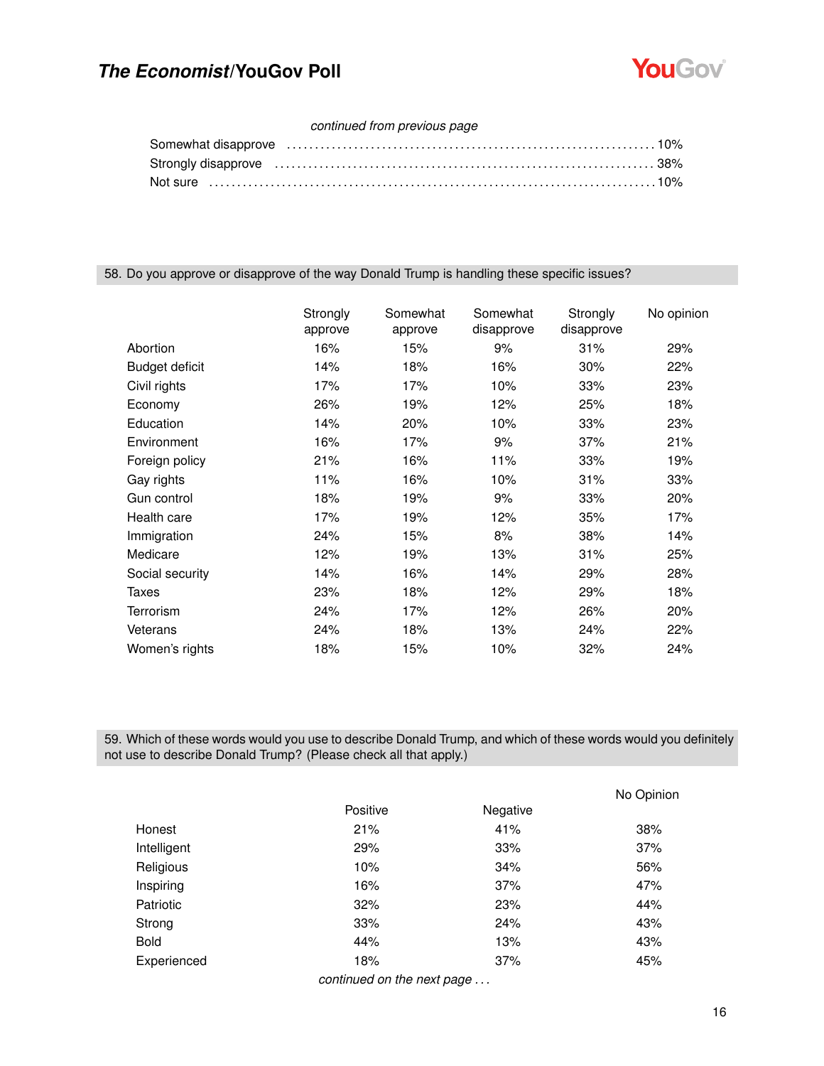*continued from previous page*

| | |
|---|---|
| Somewhat disapprove | 10% |
| Strongly disapprove | 38% |
| Not sure | 10% |

## 58. Do you approve or disapprove of the way Donald Trump is handling these specific issues?

| | Strongly approve | Somewhat approve | Somewhat disapprove | Strongly disapprove | No opinion |
|---|---|---|---|---|---|
| Abortion | 16% | 15% | 9% | 31% | 29% |
| Budget deficit | 14% | 18% | 16% | 30% | 22% |
| Civil rights | 17% | 17% | 10% | 33% | 23% |
| Economy | 26% | 19% | 12% | 25% | 18% |
| Education | 14% | 20% | 10% | 33% | 23% |
| Environment | 16% | 17% | 9% | 37% | 21% |
| Foreign policy | 21% | 16% | 11% | 33% | 19% |
| Gay rights | 11% | 16% | 10% | 31% | 33% |
| Gun control | 18% | 19% | 9% | 33% | 20% |
| Health care | 17% | 19% | 12% | 35% | 17% |
| Immigration | 24% | 15% | 8% | 38% | 14% |
| Medicare | 12% | 19% | 13% | 31% | 25% |
| Social security | 14% | 16% | 14% | 29% | 28% |
| Taxes | 23% | 18% | 12% | 29% | 18% |
| Terrorism | 24% | 17% | 12% | 26% | 20% |
| Veterans | 24% | 18% | 13% | 24% | 22% |
| Women's rights | 18% | 15% | 10% | 32% | 24% |

## 59. Which of these words would you use to describe Donald Trump, and which of these words would you definitely not use to describe Donald Trump? (Please check all that apply.)

| | Positive | Negative | No Opinion |
|---|---|---|---|
| Honest | 21% | 41% | 38% |
| Intelligent | 29% | 33% | 37% |
| Religious | 10% | 34% | 56% |
| Inspiring | 16% | 37% | 47% |
| Patriotic | 32% | 23% | 44% |
| Strong | 33% | 24% | 43% |
| Bold | 44% | 13% | 43% |
| Experienced | 18% | 37% | 45% |

*continued on the next page . . .*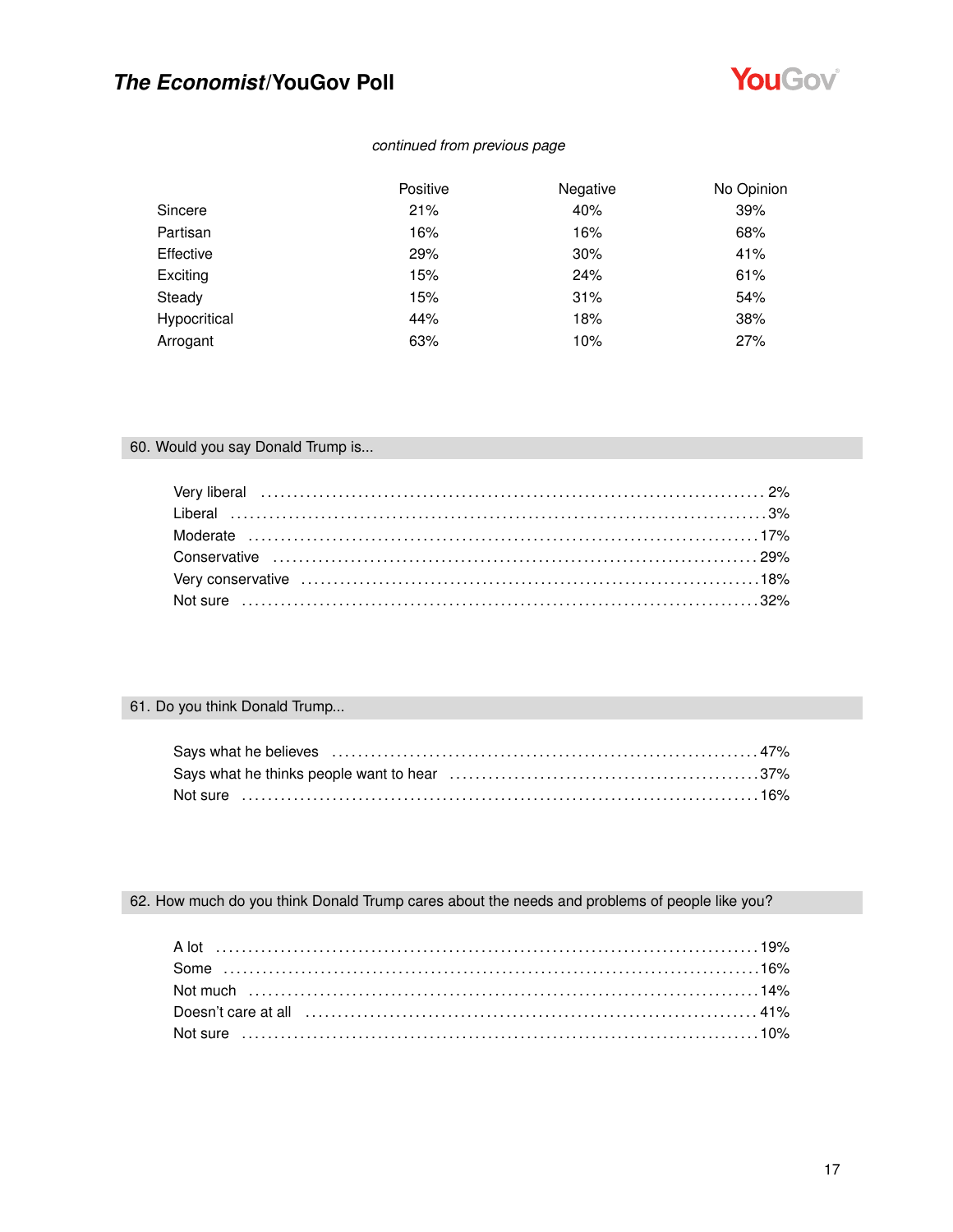*continued from previous page*

| | Positive | Negative | No Opinion |
|---|---|---|---|
| Sincere | 21% | 40% | 39% |
| Partisan | 16% | 16% | 68% |
| Effective | 29% | 30% | 41% |
| Exciting | 15% | 24% | 61% |
| Steady | 15% | 31% | 54% |
| Hypocritical | 44% | 18% | 38% |
| Arrogant | 63% | 10% | 27% |

## 60. Would you say Donald Trump is...

| | |
|---|---|
| Very liberal | 2% |
| Liberal | 3% |
| Moderate | 17% |
| Conservative | 29% |
| Very conservative | 18% |
| Not sure | 32% |

## 61. Do you think Donald Trump...

| | |
|---|---|
| Says what he believes | 47% |
| Says what he thinks people want to hear | 37% |
| Not sure | 16% |

## 62. How much do you think Donald Trump cares about the needs and problems of people like you?

| | |
|---|---|
| A lot | 19% |
| Some | 16% |
| Not much | 14% |
| Doesn't care at all | 41% |
| Not sure | 10% |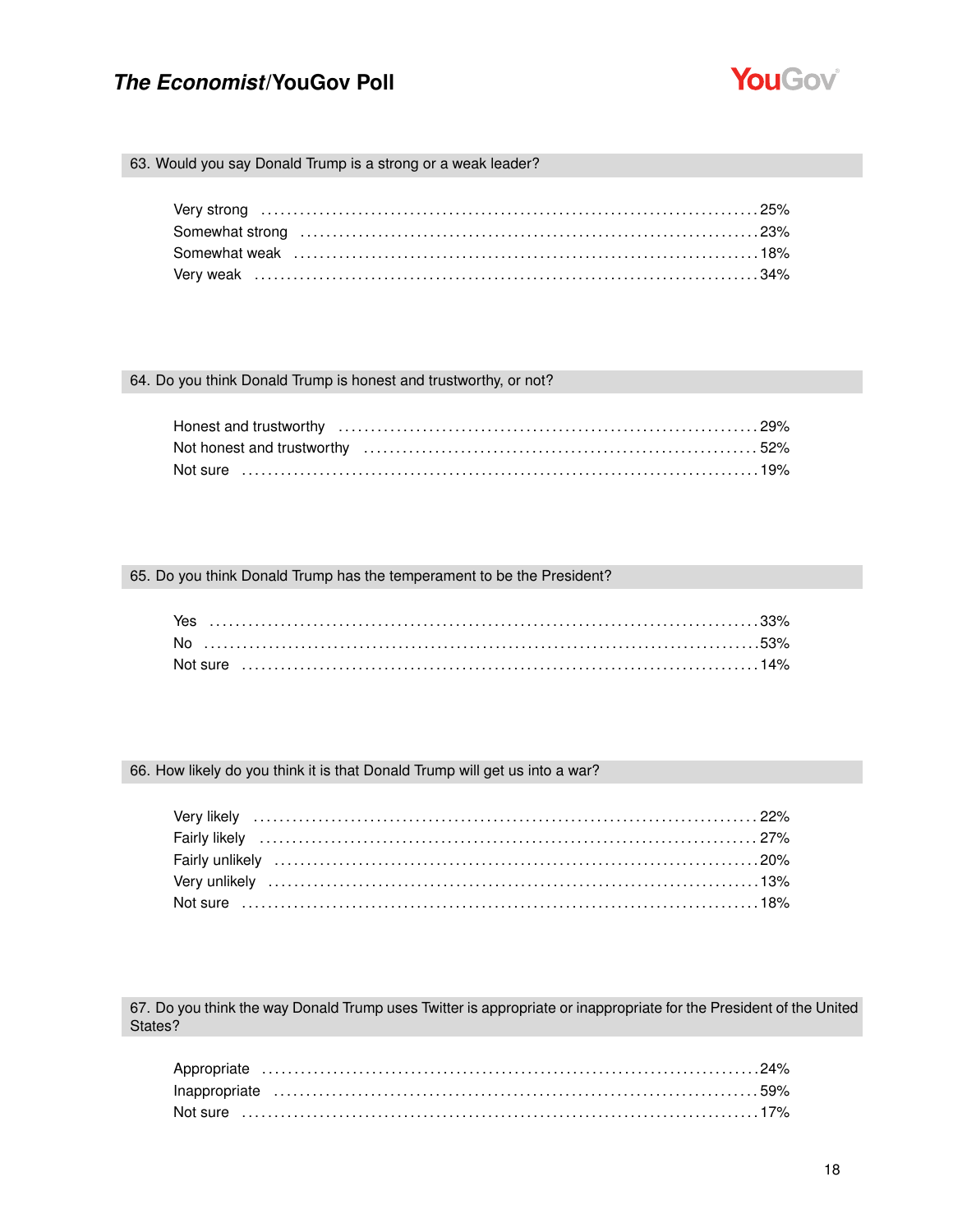### 63. Would you say Donald Trump is a strong or a weak leader?

| Response | % |
|---|---|
| Very strong | 25% |
| Somewhat strong | 23% |
| Somewhat weak | 18% |
| Very weak | 34% |

### 64. Do you think Donald Trump is honest and trustworthy, or not?

| Response | % |
|---|---|
| Honest and trustworthy | 29% |
| Not honest and trustworthy | 52% |
| Not sure | 19% |

### 65. Do you think Donald Trump has the temperament to be the President?

| Response | % |
|---|---|
| Yes | 33% |
| No | 53% |
| Not sure | 14% |

### 66. How likely do you think it is that Donald Trump will get us into a war?

| Response | % |
|---|---|
| Very likely | 22% |
| Fairly likely | 27% |
| Fairly unlikely | 20% |
| Very unlikely | 13% |
| Not sure | 18% |

### 67. Do you think the way Donald Trump uses Twitter is appropriate or inappropriate for the President of the United States?

| Response | % |
|---|---|
| Appropriate | 24% |
| Inappropriate | 59% |
| Not sure | 17% |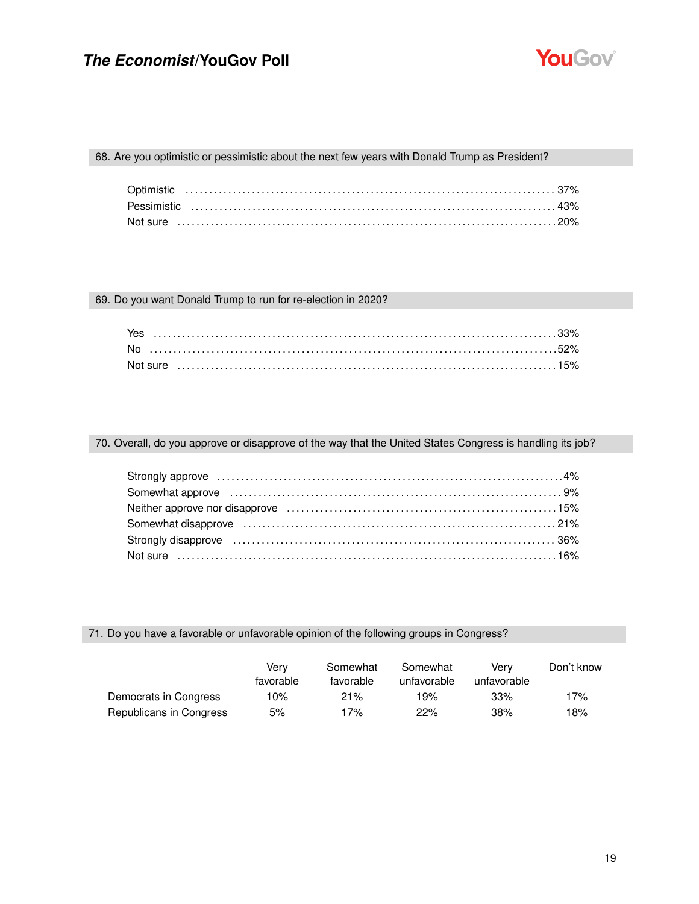### 68. Are you optimistic or pessimistic about the next few years with Donald Trump as President?

| | |
|---|---|
| Optimistic | 37% |
| Pessimistic | 43% |
| Not sure | 20% |

### 69. Do you want Donald Trump to run for re-election in 2020?

| | |
|---|---|
| Yes | 33% |
| No | 52% |
| Not sure | 15% |

### 70. Overall, do you approve or disapprove of the way that the United States Congress is handling its job?

| | |
|---|---|
| Strongly approve | 4% |
| Somewhat approve | 9% |
| Neither approve nor disapprove | 15% |
| Somewhat disapprove | 21% |
| Strongly disapprove | 36% |
| Not sure | 16% |

### 71. Do you have a favorable or unfavorable opinion of the following groups in Congress?

| | Very favorable | Somewhat favorable | Somewhat unfavorable | Very unfavorable | Don't know |
|---|---|---|---|---|---|
| Democrats in Congress | 10% | 21% | 19% | 33% | 17% |
| Republicans in Congress | 5% | 17% | 22% | 38% | 18% |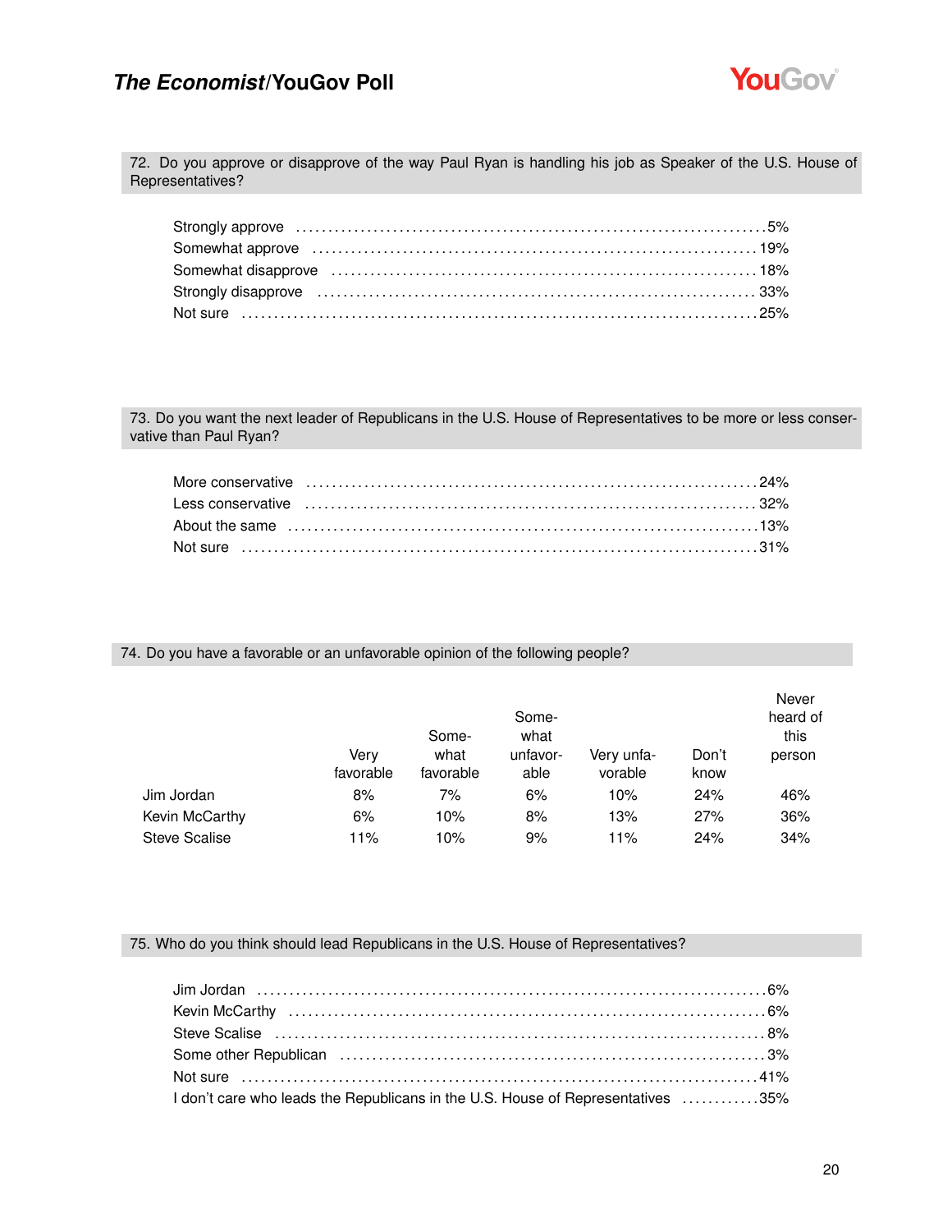72. Do you approve or disapprove of the way Paul Ryan is handling his job as Speaker of the U.S. House of Representatives?

| | |
|---|---|
| Strongly approve | 5% |
| Somewhat approve | 19% |
| Somewhat disapprove | 18% |
| Strongly disapprove | 33% |
| Not sure | 25% |

73. Do you want the next leader of Republicans in the U.S. House of Representatives to be more or less conservative than Paul Ryan?

| | |
|---|---|
| More conservative | 24% |
| Less conservative | 32% |
| About the same | 13% |
| Not sure | 31% |

74. Do you have a favorable or an unfavorable opinion of the following people?

| | Very favorable | Somewhat favorable | Somewhat unfavorable | Very unfavorable | Don't know | Never heard of this person |
|---|---|---|---|---|---|---|
| Jim Jordan | 8% | 7% | 6% | 10% | 24% | 46% |
| Kevin McCarthy | 6% | 10% | 8% | 13% | 27% | 36% |
| Steve Scalise | 11% | 10% | 9% | 11% | 24% | 34% |

75. Who do you think should lead Republicans in the U.S. House of Representatives?

| | |
|---|---|
| Jim Jordan | 6% |
| Kevin McCarthy | 6% |
| Steve Scalise | 8% |
| Some other Republican | 3% |
| Not sure | 41% |
| I don't care who leads the Republicans in the U.S. House of Representatives | 35% |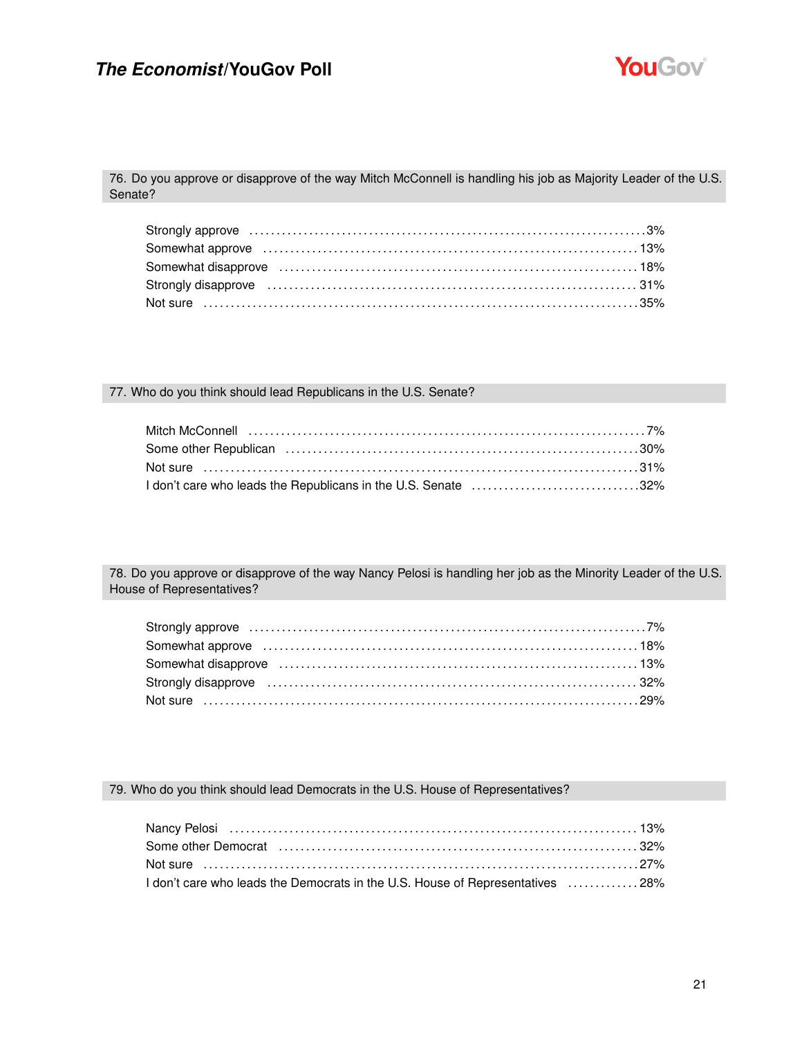## 76. Do you approve or disapprove of the way Mitch McConnell is handling his job as Majority Leader of the U.S. Senate?

| | |
|---|---|
| Strongly approve | 3% |
| Somewhat approve | 13% |
| Somewhat disapprove | 18% |
| Strongly disapprove | 31% |
| Not sure | 35% |

## 77. Who do you think should lead Republicans in the U.S. Senate?

| | |
|---|---|
| Mitch McConnell | 7% |
| Some other Republican | 30% |
| Not sure | 31% |
| I don't care who leads the Republicans in the U.S. Senate | 32% |

## 78. Do you approve or disapprove of the way Nancy Pelosi is handling her job as the Minority Leader of the U.S. House of Representatives?

| | |
|---|---|
| Strongly approve | 7% |
| Somewhat approve | 18% |
| Somewhat disapprove | 13% |
| Strongly disapprove | 32% |
| Not sure | 29% |

## 79. Who do you think should lead Democrats in the U.S. House of Representatives?

| | |
|---|---|
| Nancy Pelosi | 13% |
| Some other Democrat | 32% |
| Not sure | 27% |
| I don't care who leads the Democrats in the U.S. House of Representatives | 28% |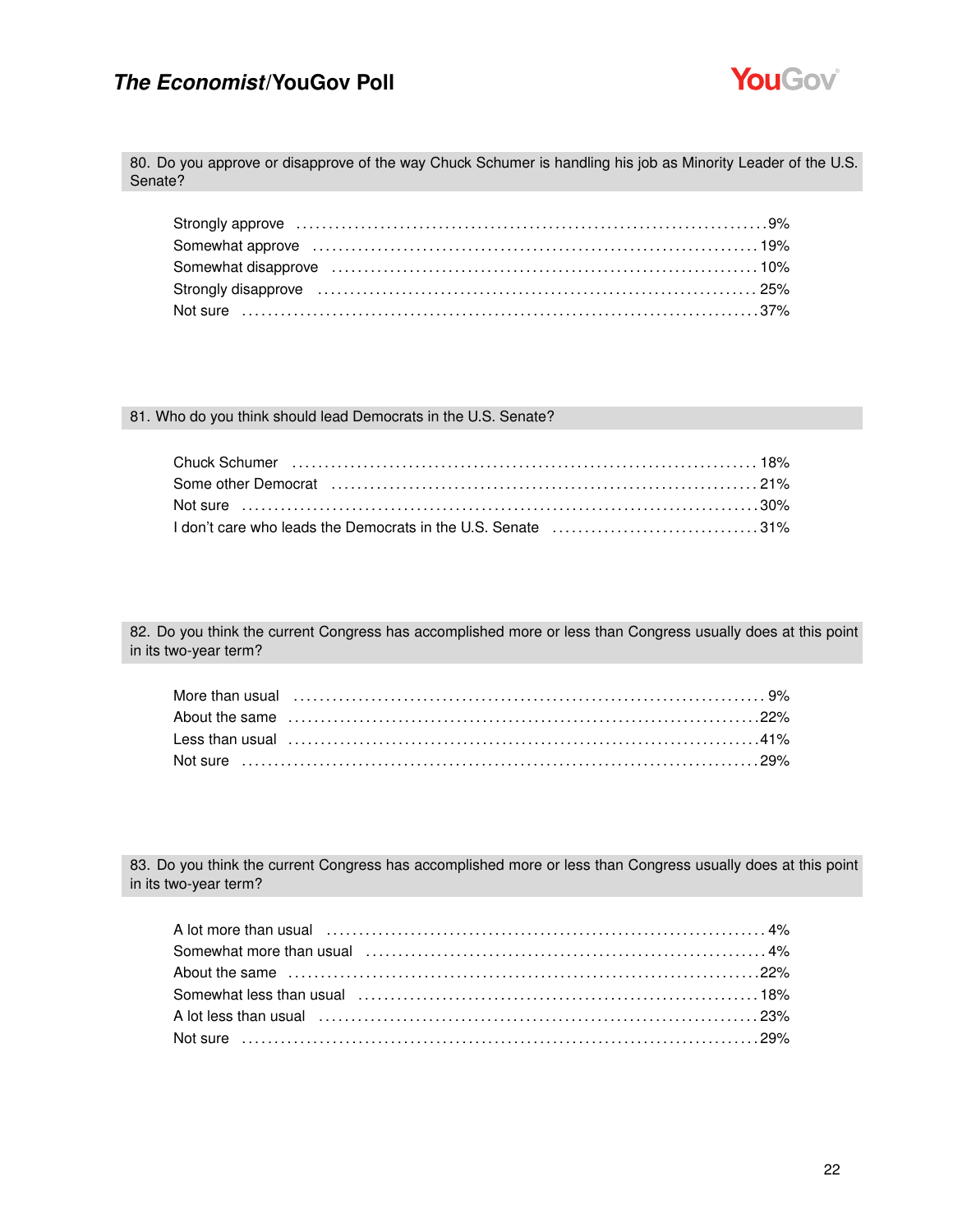### 80. Do you approve or disapprove of the way Chuck Schumer is handling his job as Minority Leader of the U.S. Senate?

| Response | % |
|---|---|
| Strongly approve | 9% |
| Somewhat approve | 19% |
| Somewhat disapprove | 10% |
| Strongly disapprove | 25% |
| Not sure | 37% |

### 81. Who do you think should lead Democrats in the U.S. Senate?

| Response | % |
|---|---|
| Chuck Schumer | 18% |
| Some other Democrat | 21% |
| Not sure | 30% |
| I don't care who leads the Democrats in the U.S. Senate | 31% |

### 82. Do you think the current Congress has accomplished more or less than Congress usually does at this point in its two-year term?

| Response | % |
|---|---|
| More than usual | 9% |
| About the same | 22% |
| Less than usual | 41% |
| Not sure | 29% |

### 83. Do you think the current Congress has accomplished more or less than Congress usually does at this point in its two-year term?

| Response | % |
|---|---|
| A lot more than usual | 4% |
| Somewhat more than usual | 4% |
| About the same | 22% |
| Somewhat less than usual | 18% |
| A lot less than usual | 23% |
| Not sure | 29% |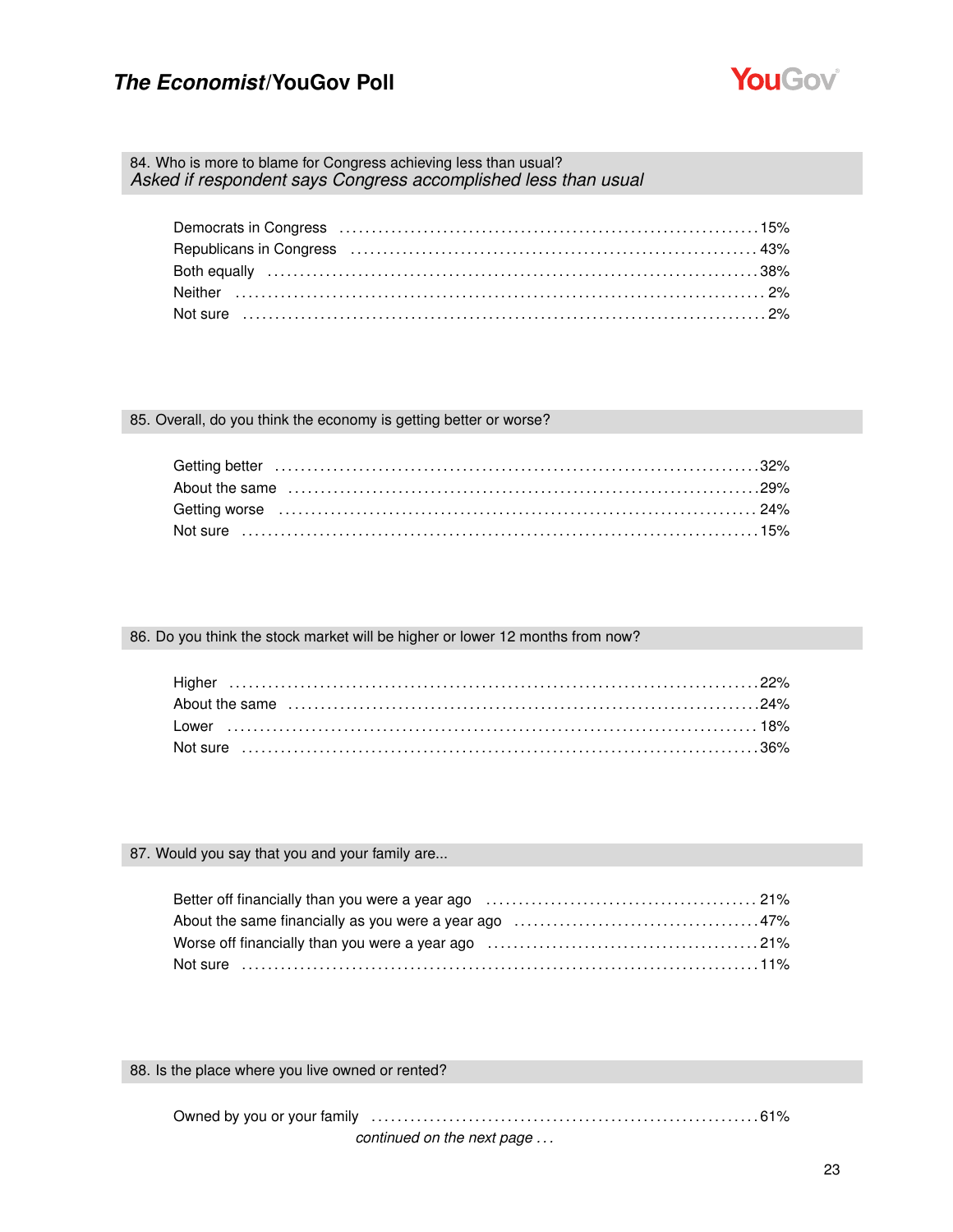### 84. Who is more to blame for Congress achieving less than usual?
*Asked if respondent says Congress accomplished less than usual*

| | |
|---|---|
| Democrats in Congress | 15% |
| Republicans in Congress | 43% |
| Both equally | 38% |
| Neither | 2% |
| Not sure | 2% |

### 85. Overall, do you think the economy is getting better or worse?

| | |
|---|---|
| Getting better | 32% |
| About the same | 29% |
| Getting worse | 24% |
| Not sure | 15% |

### 86. Do you think the stock market will be higher or lower 12 months from now?

| | |
|---|---|
| Higher | 22% |
| About the same | 24% |
| Lower | 18% |
| Not sure | 36% |

### 87. Would you say that you and your family are...

| | |
|---|---|
| Better off financially than you were a year ago | 21% |
| About the same financially as you were a year ago | 47% |
| Worse off financially than you were a year ago | 21% |
| Not sure | 11% |

### 88. Is the place where you live owned or rented?

| | |
|---|---|
| Owned by you or your family | 61% |

*continued on the next page . . .*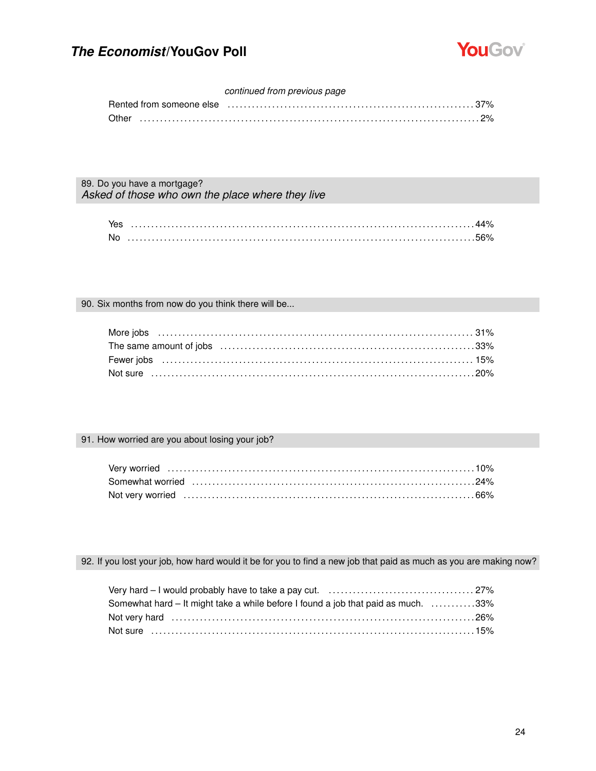*continued from previous page*

| | |
|---|---|
| Rented from someone else | 37% |
| Other | 2% |

## 89. Do you have a mortgage?

*Asked of those who own the place where they live*

| | |
|---|---|
| Yes | 44% |
| No | 56% |

## 90. Six months from now do you think there will be...

| | |
|---|---|
| More jobs | 31% |
| The same amount of jobs | 33% |
| Fewer jobs | 15% |
| Not sure | 20% |

## 91. How worried are you about losing your job?

| | |
|---|---|
| Very worried | 10% |
| Somewhat worried | 24% |
| Not very worried | 66% |

## 92. If you lost your job, how hard would it be for you to find a new job that paid as much as you are making now?

| | |
|---|---|
| Very hard – I would probably have to take a pay cut. | 27% |
| Somewhat hard – It might take a while before I found a job that paid as much. | 33% |
| Not very hard | 26% |
| Not sure | 15% |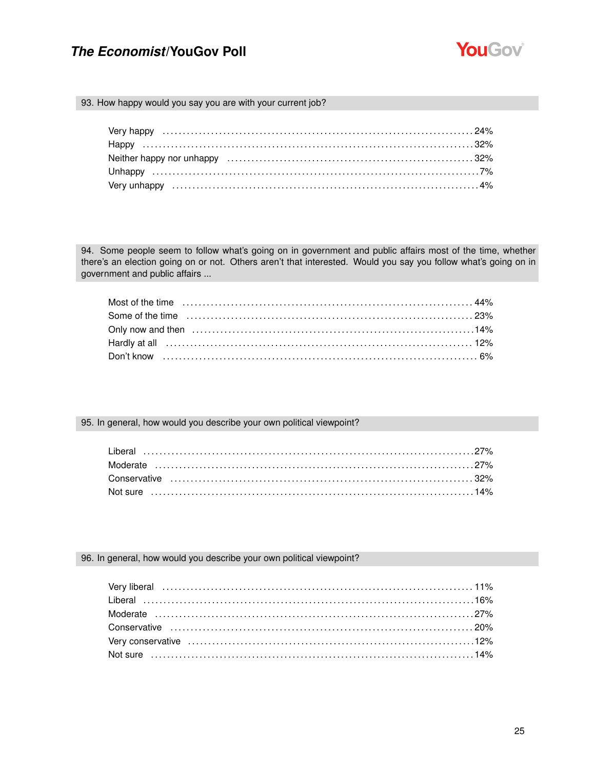## 93. How happy would you say you are with your current job?

| Response | % |
|---|---|
| Very happy | 24% |
| Happy | 32% |
| Neither happy nor unhappy | 32% |
| Unhappy | 7% |
| Very unhappy | 4% |

## 94. Some people seem to follow what's going on in government and public affairs most of the time, whether there's an election going on or not. Others aren't that interested. Would you say you follow what's going on in government and public affairs ...

| Response | % |
|---|---|
| Most of the time | 44% |
| Some of the time | 23% |
| Only now and then | 14% |
| Hardly at all | 12% |
| Don't know | 6% |

## 95. In general, how would you describe your own political viewpoint?

| Response | % |
|---|---|
| Liberal | 27% |
| Moderate | 27% |
| Conservative | 32% |
| Not sure | 14% |

## 96. In general, how would you describe your own political viewpoint?

| Response | % |
|---|---|
| Very liberal | 11% |
| Liberal | 16% |
| Moderate | 27% |
| Conservative | 20% |
| Very conservative | 12% |
| Not sure | 14% |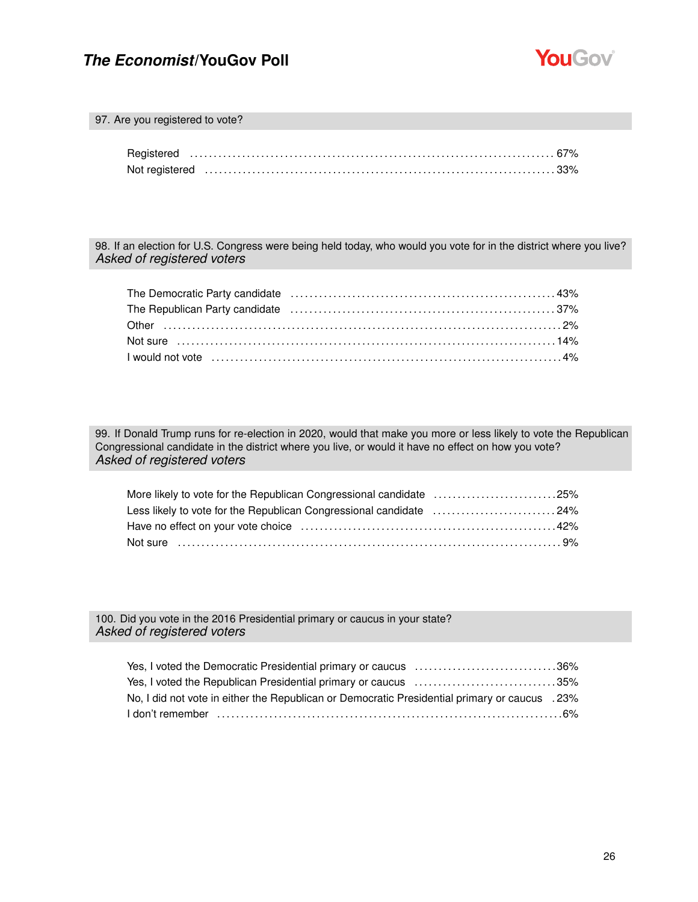### 97. Are you registered to vote?

| | |
|---|---|
| Registered | 67% |
| Not registered | 33% |

### 98. If an election for U.S. Congress were being held today, who would you vote for in the district where you live?
*Asked of registered voters*

| | |
|---|---|
| The Democratic Party candidate | 43% |
| The Republican Party candidate | 37% |
| Other | 2% |
| Not sure | 14% |
| I would not vote | 4% |

### 99. If Donald Trump runs for re-election in 2020, would that make you more or less likely to vote the Republican Congressional candidate in the district where you live, or would it have no effect on how you vote?
*Asked of registered voters*

| | |
|---|---|
| More likely to vote for the Republican Congressional candidate | 25% |
| Less likely to vote for the Republican Congressional candidate | 24% |
| Have no effect on your vote choice | 42% |
| Not sure | 9% |

### 100. Did you vote in the 2016 Presidential primary or caucus in your state?
*Asked of registered voters*

| | |
|---|---|
| Yes, I voted the Democratic Presidential primary or caucus | 36% |
| Yes, I voted the Republican Presidential primary or caucus | 35% |
| No, I did not vote in either the Republican or Democratic Presidential primary or caucus | 23% |
| I don't remember | 6% |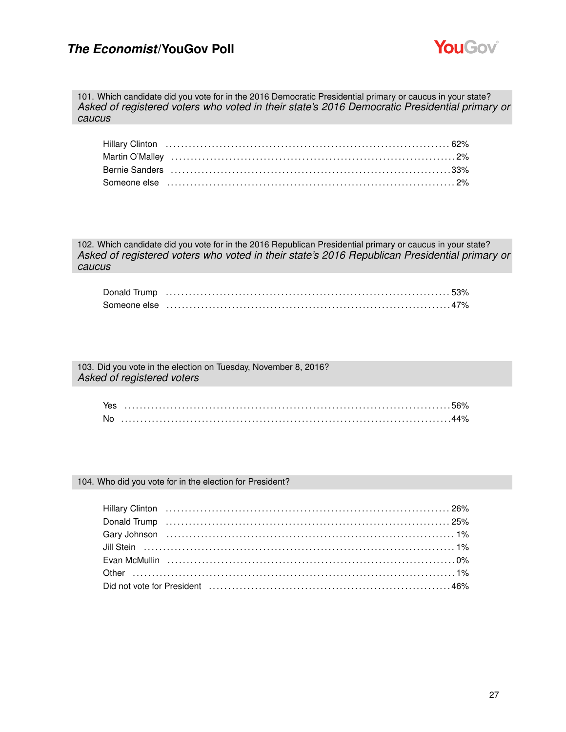### 101. Which candidate did you vote for in the 2016 Democratic Presidential primary or caucus in your state?
*Asked of registered voters who voted in their state's 2016 Democratic Presidential primary or caucus*

| | |
|---|---|
| Hillary Clinton | 62% |
| Martin O'Malley | 2% |
| Bernie Sanders | 33% |
| Someone else | 2% |

### 102. Which candidate did you vote for in the 2016 Republican Presidential primary or caucus in your state?
*Asked of registered voters who voted in their state's 2016 Republican Presidential primary or caucus*

| | |
|---|---|
| Donald Trump | 53% |
| Someone else | 47% |

### 103. Did you vote in the election on Tuesday, November 8, 2016?
*Asked of registered voters*

| | |
|---|---|
| Yes | 56% |
| No | 44% |

### 104. Who did you vote for in the election for President?

| | |
|---|---|
| Hillary Clinton | 26% |
| Donald Trump | 25% |
| Gary Johnson | 1% |
| Jill Stein | 1% |
| Evan McMullin | 0% |
| Other | 1% |
| Did not vote for President | 46% |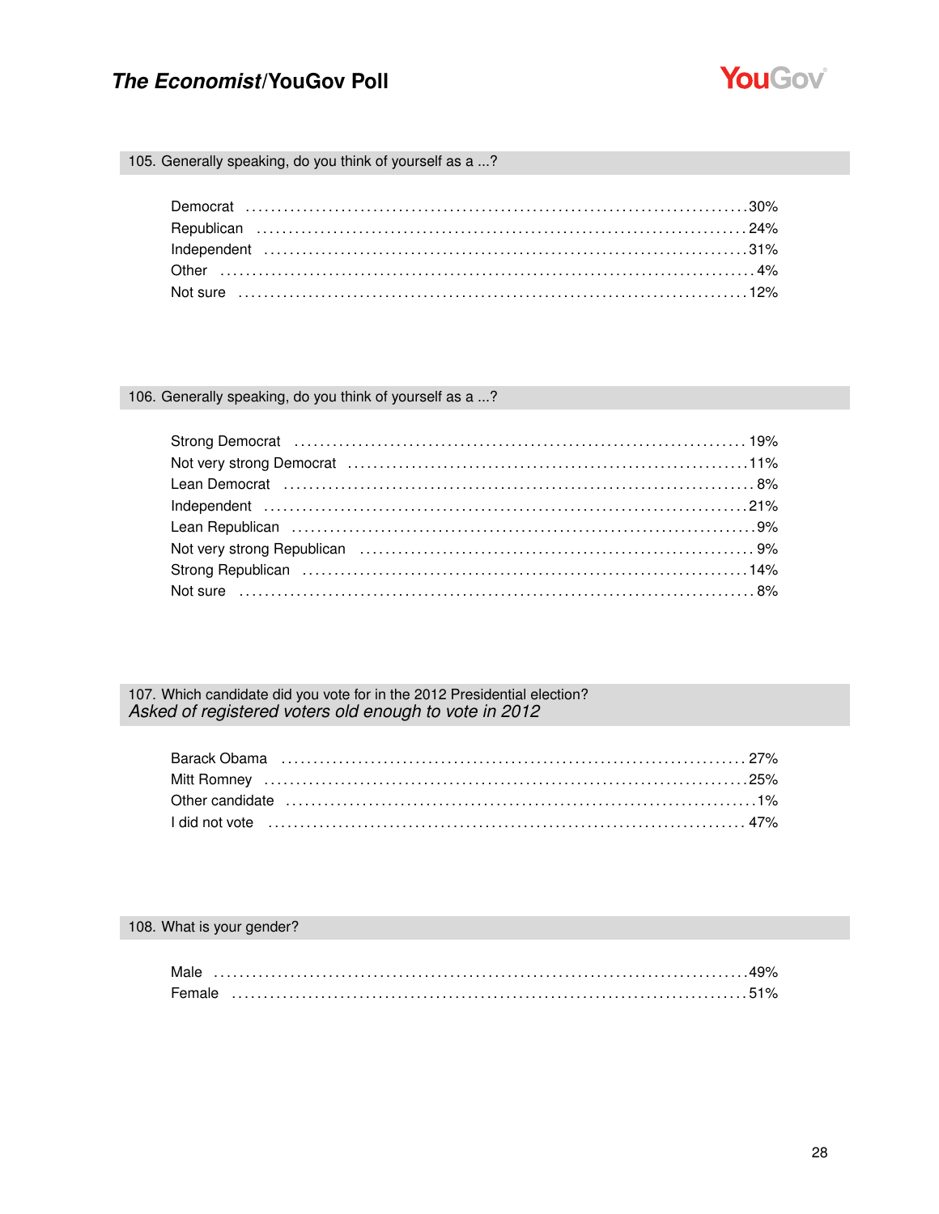### 105. Generally speaking, do you think of yourself as a ...?

| | |
|---|---|
| Democrat | 30% |
| Republican | 24% |
| Independent | 31% |
| Other | 4% |
| Not sure | 12% |

### 106. Generally speaking, do you think of yourself as a ...?

| | |
|---|---|
| Strong Democrat | 19% |
| Not very strong Democrat | 11% |
| Lean Democrat | 8% |
| Independent | 21% |
| Lean Republican | 9% |
| Not very strong Republican | 9% |
| Strong Republican | 14% |
| Not sure | 8% |

### 107. Which candidate did you vote for in the 2012 Presidential election?

*Asked of registered voters old enough to vote in 2012*

| | |
|---|---|
| Barack Obama | 27% |
| Mitt Romney | 25% |
| Other candidate | 1% |
| I did not vote | 47% |

### 108. What is your gender?

| | |
|---|---|
| Male | 49% |
| Female | 51% |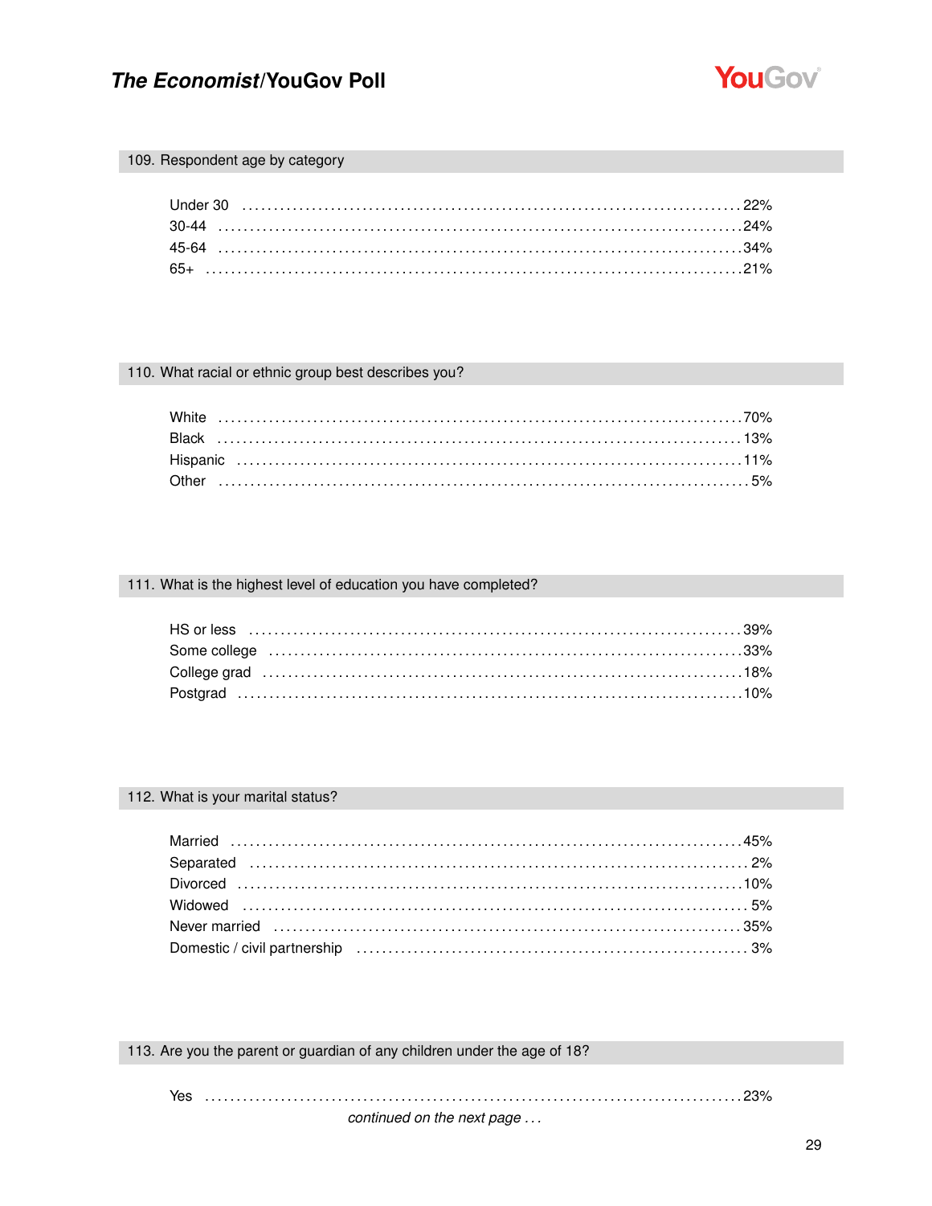## 109. Respondent age by category

| | |
|---|---|
| Under 30 | 22% |
| 30-44 | 24% |
| 45-64 | 34% |
| 65+ | 21% |

## 110. What racial or ethnic group best describes you?

| | |
|---|---|
| White | 70% |
| Black | 13% |
| Hispanic | 11% |
| Other | 5% |

## 111. What is the highest level of education you have completed?

| | |
|---|---|
| HS or less | 39% |
| Some college | 33% |
| College grad | 18% |
| Postgrad | 10% |

## 112. What is your marital status?

| | |
|---|---|
| Married | 45% |
| Separated | 2% |
| Divorced | 10% |
| Widowed | 5% |
| Never married | 35% |
| Domestic / civil partnership | 3% |

## 113. Are you the parent or guardian of any children under the age of 18?

| | |
|---|---|
| Yes | 23% |

*continued on the next page . . .*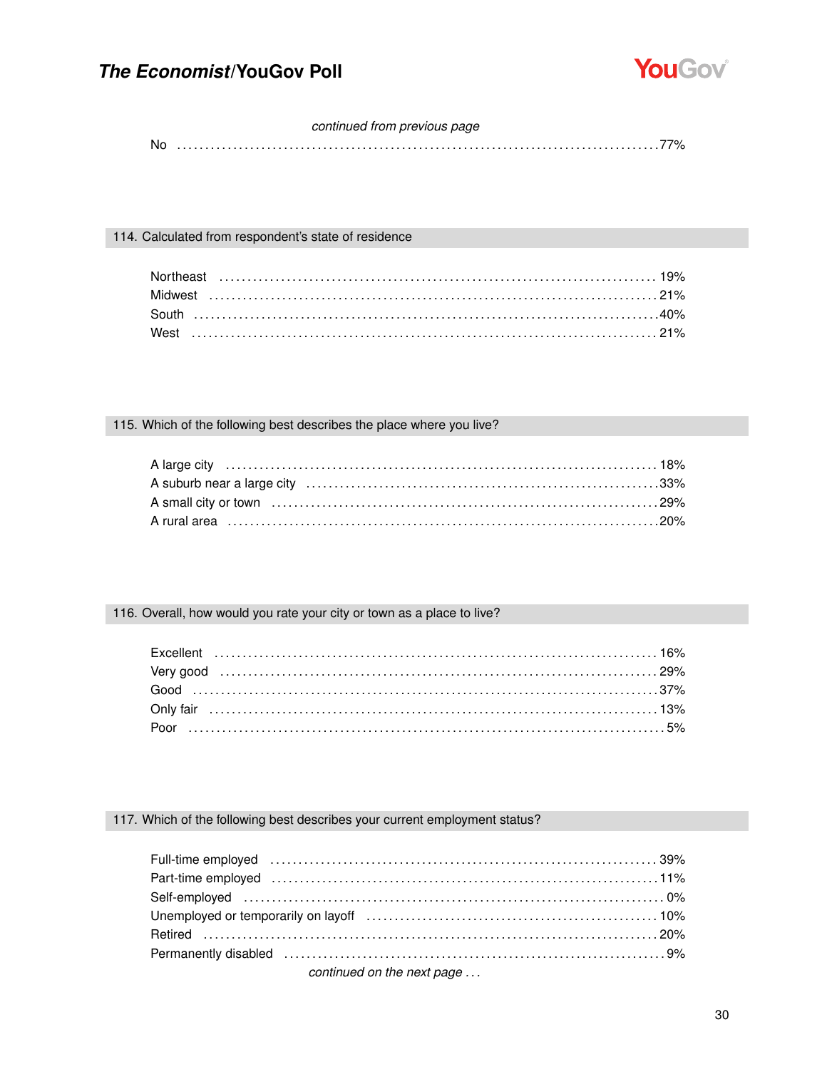*continued from previous page*

No ................................................ 77%

## 114. Calculated from respondent's state of residence

| | |
|---|---|
| Northeast | 19% |
| Midwest | 21% |
| South | 40% |
| West | 21% |

## 115. Which of the following best describes the place where you live?

| | |
|---|---|
| A large city | 18% |
| A suburb near a large city | 33% |
| A small city or town | 29% |
| A rural area | 20% |

## 116. Overall, how would you rate your city or town as a place to live?

| | |
|---|---|
| Excellent | 16% |
| Very good | 29% |
| Good | 37% |
| Only fair | 13% |
| Poor | 5% |

## 117. Which of the following best describes your current employment status?

| | |
|---|---|
| Full-time employed | 39% |
| Part-time employed | 11% |
| Self-employed | 0% |
| Unemployed or temporarily on layoff | 10% |
| Retired | 20% |
| Permanently disabled | 9% |

*continued on the next page . . .*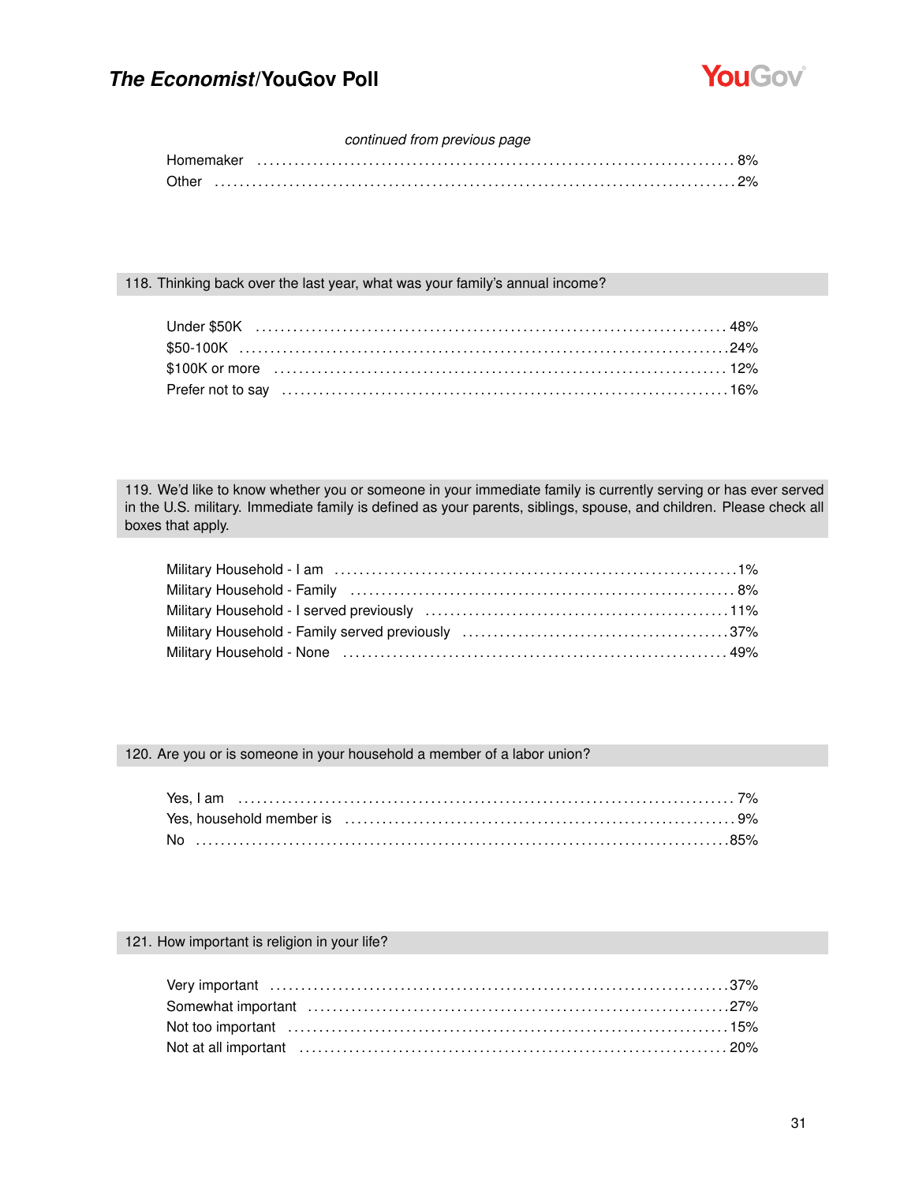*continued from previous page*

| | |
|---|---|
| Homemaker | 8% |
| Other | 2% |

### 118. Thinking back over the last year, what was your family's annual income?

| | |
|---|---|
| Under $50K | 48% |
| $50-100K | 24% |
| $100K or more | 12% |
| Prefer not to say | 16% |

### 119. We'd like to know whether you or someone in your immediate family is currently serving or has ever served in the U.S. military. Immediate family is defined as your parents, siblings, spouse, and children. Please check all boxes that apply.

| | |
|---|---|
| Military Household - I am | 1% |
| Military Household - Family | 8% |
| Military Household - I served previously | 11% |
| Military Household - Family served previously | 37% |
| Military Household - None | 49% |

### 120. Are you or is someone in your household a member of a labor union?

| | |
|---|---|
| Yes, I am | 7% |
| Yes, household member is | 9% |
| No | 85% |

### 121. How important is religion in your life?

| | |
|---|---|
| Very important | 37% |
| Somewhat important | 27% |
| Not too important | 15% |
| Not at all important | 20% |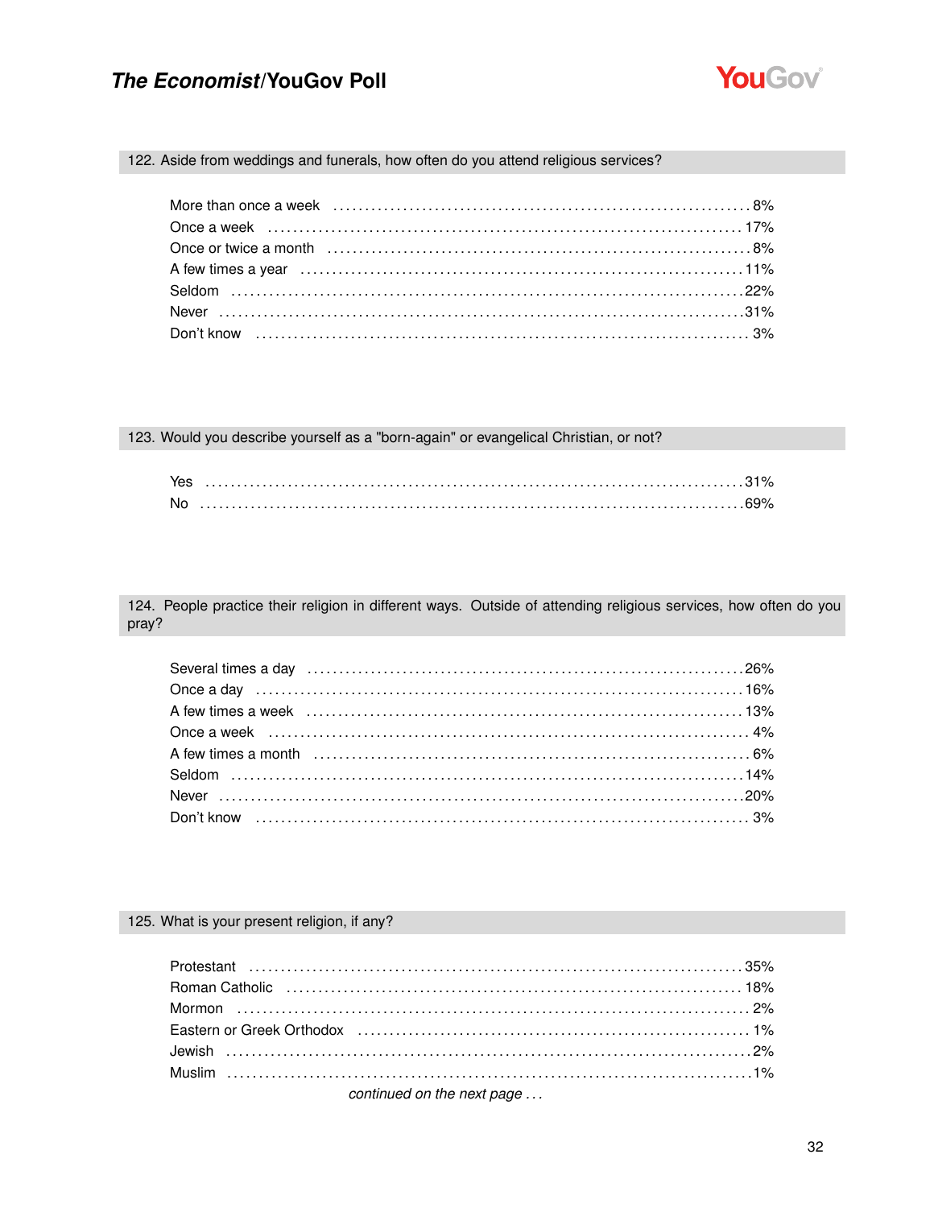## 122. Aside from weddings and funerals, how often do you attend religious services?

| Response | % |
|---|---|
| More than once a week | 8% |
| Once a week | 17% |
| Once or twice a month | 8% |
| A few times a year | 11% |
| Seldom | 22% |
| Never | 31% |
| Don't know | 3% |

## 123. Would you describe yourself as a "born-again" or evangelical Christian, or not?

| Response | % |
|---|---|
| Yes | 31% |
| No | 69% |

## 124. People practice their religion in different ways. Outside of attending religious services, how often do you pray?

| Response | % |
|---|---|
| Several times a day | 26% |
| Once a day | 16% |
| A few times a week | 13% |
| Once a week | 4% |
| A few times a month | 6% |
| Seldom | 14% |
| Never | 20% |
| Don't know | 3% |

## 125. What is your present religion, if any?

| Response | % |
|---|---|
| Protestant | 35% |
| Roman Catholic | 18% |
| Mormon | 2% |
| Eastern or Greek Orthodox | 1% |
| Jewish | 2% |
| Muslim | 1% |

*continued on the next page . . .*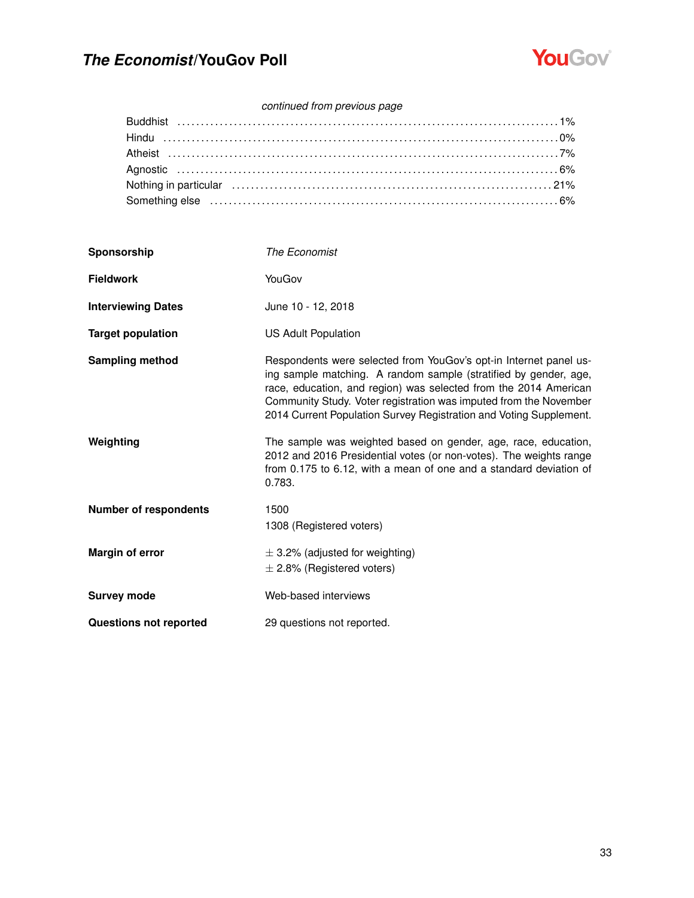*continued from previous page*

Buddhist ........................................................................... 1%
Hindu ............................................................................... 0%
Atheist ............................................................................. 7%
Agnostic ........................................................................... 6%
Nothing in particular ........................................................ 21%
Something else ................................................................ 6%

| | |
|---|---|
| **Sponsorship** | *The Economist* |
| **Fieldwork** | YouGov |
| **Interviewing Dates** | June 10 - 12, 2018 |
| **Target population** | US Adult Population |
| **Sampling method** | Respondents were selected from YouGov's opt-in Internet panel using sample matching. A random sample (stratified by gender, age, race, education, and region) was selected from the 2014 American Community Study. Voter registration was imputed from the November 2014 Current Population Survey Registration and Voting Supplement. |
| **Weighting** | The sample was weighted based on gender, age, race, education, 2012 and 2016 Presidential votes (or non-votes). The weights range from 0.175 to 6.12, with a mean of one and a standard deviation of 0.783. |
| **Number of respondents** | 1500<br>1308 (Registered voters) |
| **Margin of error** | ± 3.2% (adjusted for weighting)<br>± 2.8% (Registered voters) |
| **Survey mode** | Web-based interviews |
| **Questions not reported** | 29 questions not reported. |